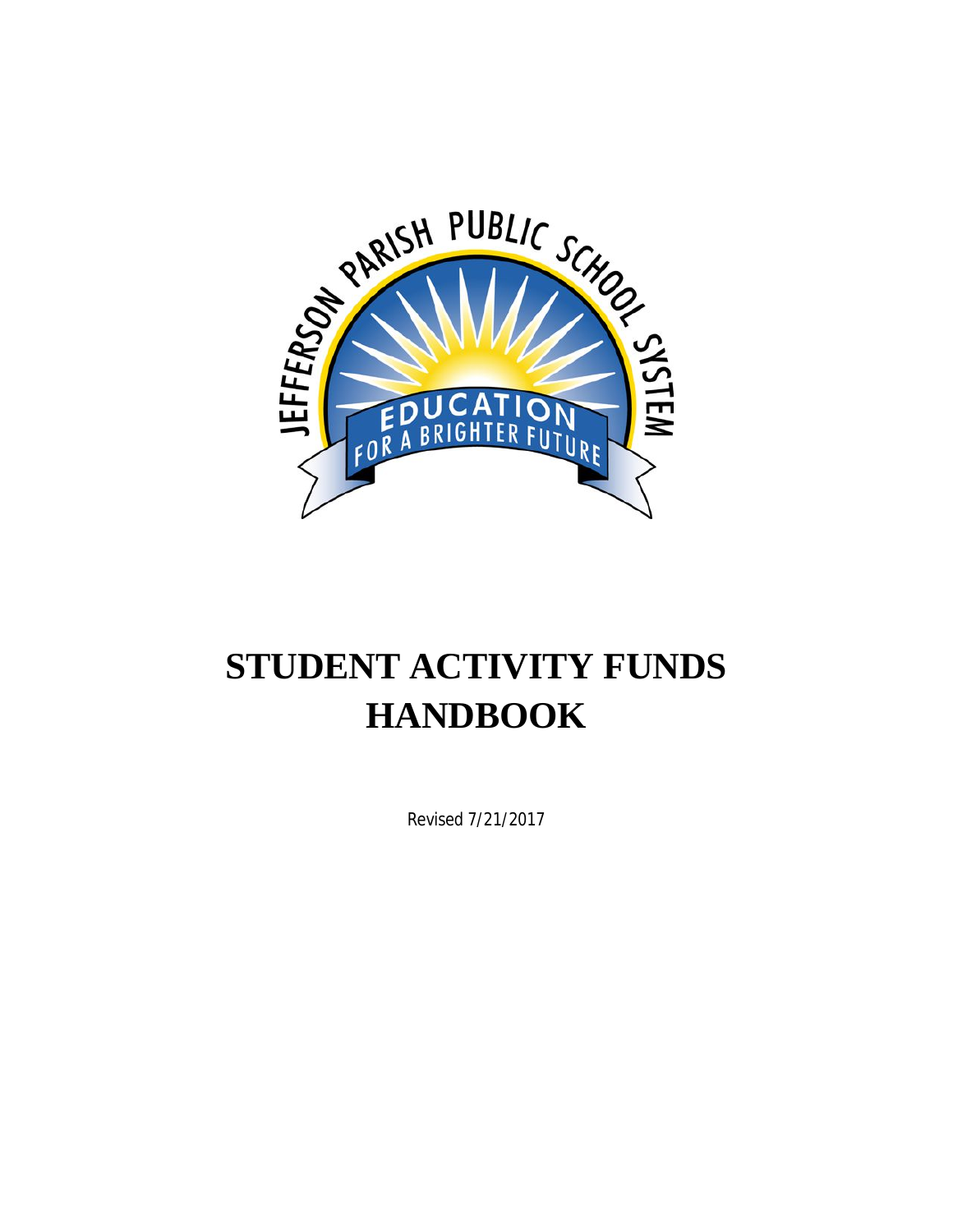# STUDENT ACTIVITY FUNDS HANDBOOK

Revised 7/21/2017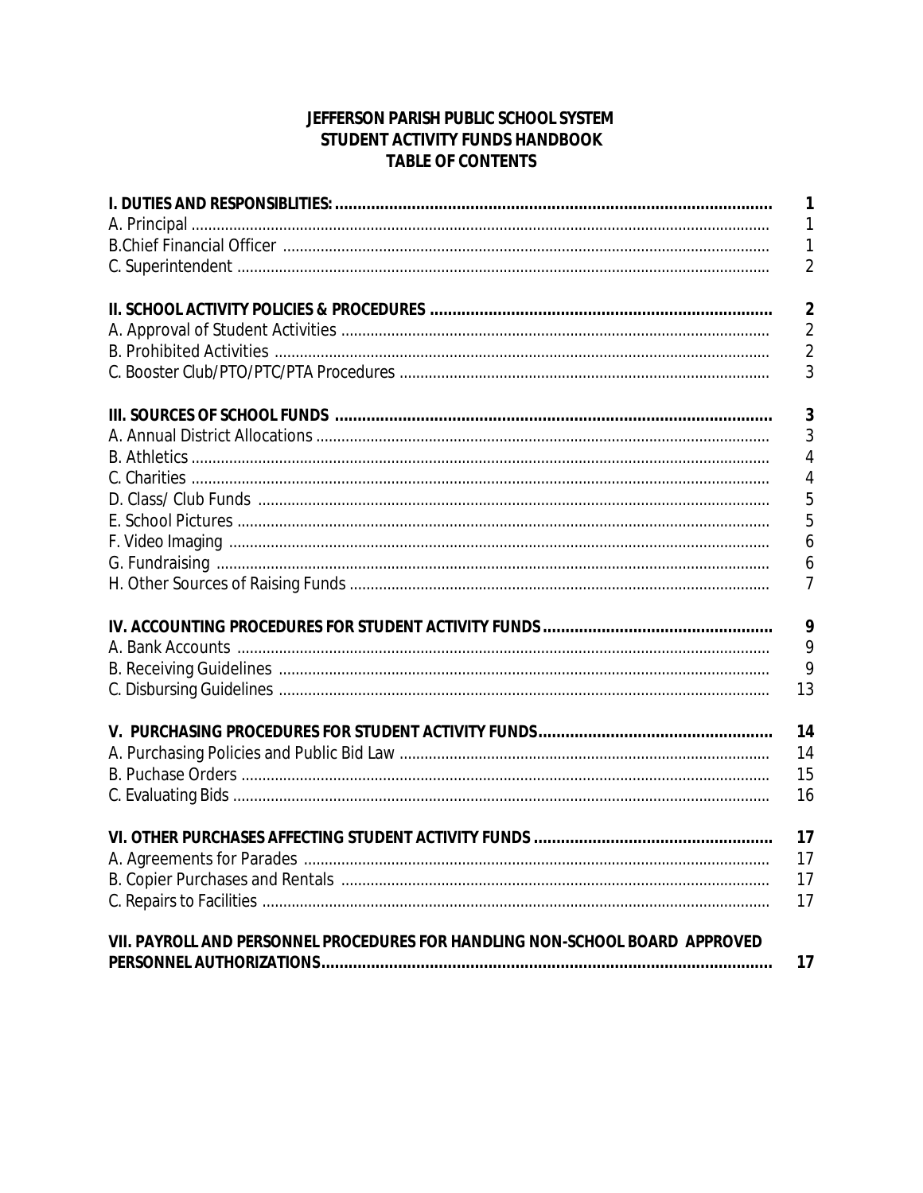# JEFFERSON PARISH PUBLIC SCHOOL SYSTEM
## STUDENT ACTIVITY FUNDS HANDBOOK
## TABLE OF CONTENTS

| | |
|---|---|
| **I. DUTIES AND RESPONSIBLITIES:** | **1** |
| A. Principal | 1 |
| B.Chief Financial Officer | 1 |
| C. Superintendent | 2 |
| **II. SCHOOL ACTIVITY POLICIES & PROCEDURES** | **2** |
| A. Approval of Student Activities | 2 |
| B. Prohibited Activities | 2 |
| C. Booster Club/PTO/PTC/PTA Procedures | 3 |
| **III. SOURCES OF SCHOOL FUNDS** | **3** |
| A. Annual District Allocations | 3 |
| B. Athletics | 4 |
| C. Charities | 4 |
| D. Class/ Club Funds | 5 |
| E. School Pictures | 5 |
| F. Video Imaging | 6 |
| G. Fundraising | 6 |
| H. Other Sources of Raising Funds | 7 |
| **IV. ACCOUNTING PROCEDURES FOR STUDENT ACTIVITY FUNDS** | **9** |
| A. Bank Accounts | 9 |
| B. Receiving Guidelines | 9 |
| C. Disbursing Guidelines | 13 |
| **V. PURCHASING PROCEDURES FOR STUDENT ACTIVITY FUNDS** | **14** |
| A. Purchasing Policies and Public Bid Law | 14 |
| B. Puchase Orders | 15 |
| C. Evaluating Bids | 16 |
| **VI. OTHER PURCHASES AFFECTING STUDENT ACTIVITY FUNDS** | **17** |
| A. Agreements for Parades | 17 |
| B. Copier Purchases and Rentals | 17 |
| C. Repairs to Facilities | 17 |
| **VII. PAYROLL AND PERSONNEL PROCEDURES FOR HANDLING NON-SCHOOL BOARD APPROVED PERSONNEL AUTHORIZATIONS** | **17** |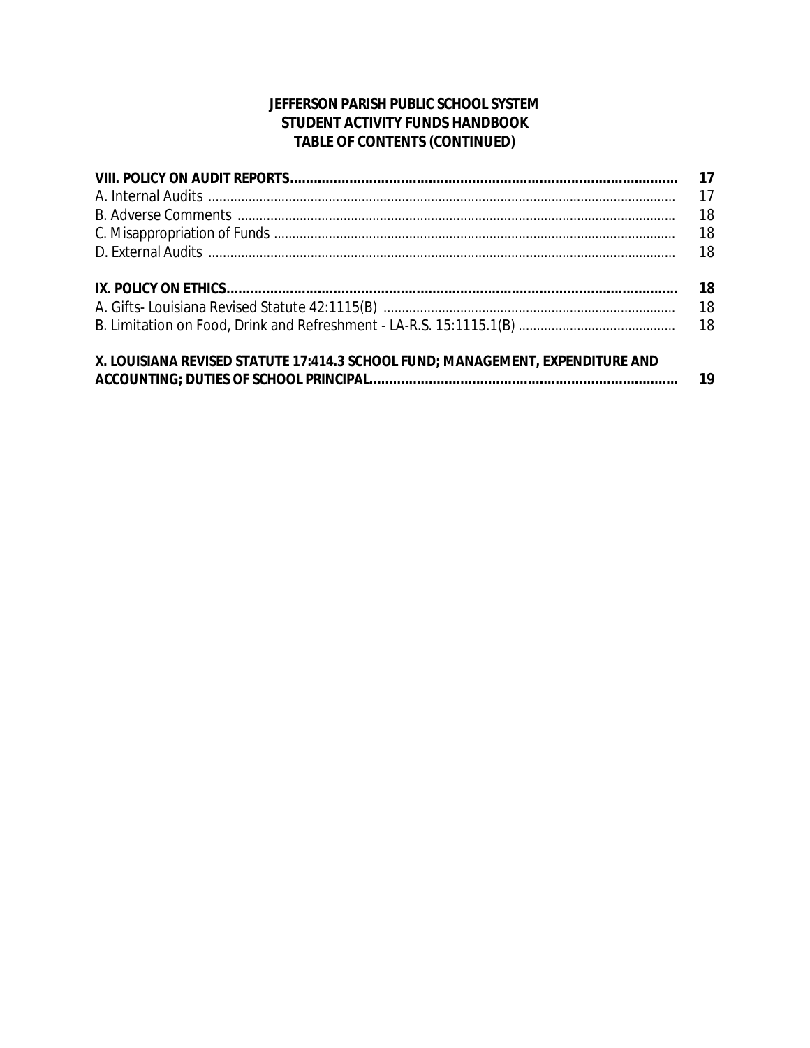**JEFFERSON PARISH PUBLIC SCHOOL SYSTEM**
**STUDENT ACTIVITY FUNDS HANDBOOK**
**TABLE OF CONTENTS (CONTINUED)**

| | |
|---|---|
| **VIII. POLICY ON AUDIT REPORTS** | **17** |
| A. Internal Audits | 17 |
| B. Adverse Comments | 18 |
| C. Misappropriation of Funds | 18 |
| D. External Audits | 18 |
| **IX. POLICY ON ETHICS** | **18** |
| A. Gifts- Louisiana Revised Statute 42:1115(B) | 18 |
| B. Limitation on Food, Drink and Refreshment - LA-R.S. 15:1115.1(B) | 18 |
| **X. LOUISIANA REVISED STATUTE 17:414.3 SCHOOL FUND; MANAGEMENT, EXPENDITURE AND ACCOUNTING; DUTIES OF SCHOOL PRINCIPAL** | **19** |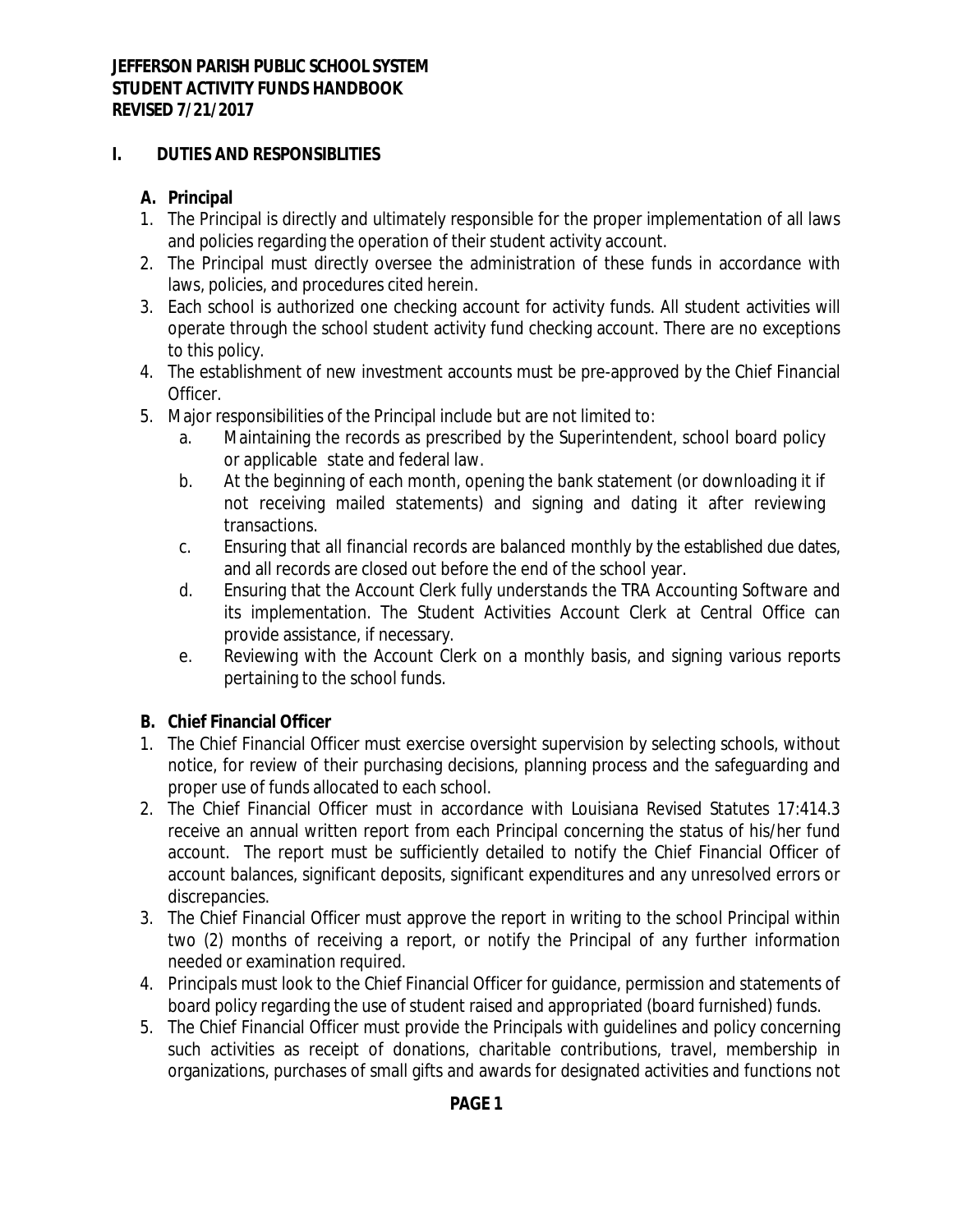**JEFFERSON PARISH PUBLIC SCHOOL SYSTEM**
**STUDENT ACTIVITY FUNDS HANDBOOK**
**REVISED 7/21/2017**

## I. DUTIES AND RESPONSIBLITIES

### A. Principal

1. The Principal is directly and ultimately responsible for the proper implementation of all laws and policies regarding the operation of their student activity account.
2. The Principal must directly oversee the administration of these funds in accordance with laws, policies, and procedures cited herein.
3. Each school is authorized one checking account for activity funds. All student activities will operate through the school student activity fund checking account. There are no exceptions to this policy.
4. The establishment of new investment accounts must be pre-approved by the Chief Financial Officer.
5. Major responsibilities of the Principal include but are not limited to:
   a. Maintaining the records as prescribed by the Superintendent, school board policy or applicable state and federal law.
   b. At the beginning of each month, opening the bank statement (or downloading it if not receiving mailed statements) and signing and dating it after reviewing transactions.
   c. Ensuring that all financial records are balanced monthly by the established due dates, and all records are closed out before the end of the school year.
   d. Ensuring that the Account Clerk fully understands the TRA Accounting Software and its implementation. The Student Activities Account Clerk at Central Office can provide assistance, if necessary.
   e. Reviewing with the Account Clerk on a monthly basis, and signing various reports pertaining to the school funds.

### B. Chief Financial Officer

1. The Chief Financial Officer must exercise oversight supervision by selecting schools, without notice, for review of their purchasing decisions, planning process and the safeguarding and proper use of funds allocated to each school.
2. The Chief Financial Officer must in accordance with Louisiana Revised Statutes 17:414.3 receive an annual written report from each Principal concerning the status of his/her fund account. The report must be sufficiently detailed to notify the Chief Financial Officer of account balances, significant deposits, significant expenditures and any unresolved errors or discrepancies.
3. The Chief Financial Officer must approve the report in writing to the school Principal within two (2) months of receiving a report, or notify the Principal of any further information needed or examination required.
4. Principals must look to the Chief Financial Officer for guidance, permission and statements of board policy regarding the use of student raised and appropriated (board furnished) funds.
5. The Chief Financial Officer must provide the Principals with guidelines and policy concerning such activities as receipt of donations, charitable contributions, travel, membership in organizations, purchases of small gifts and awards for designated activities and functions not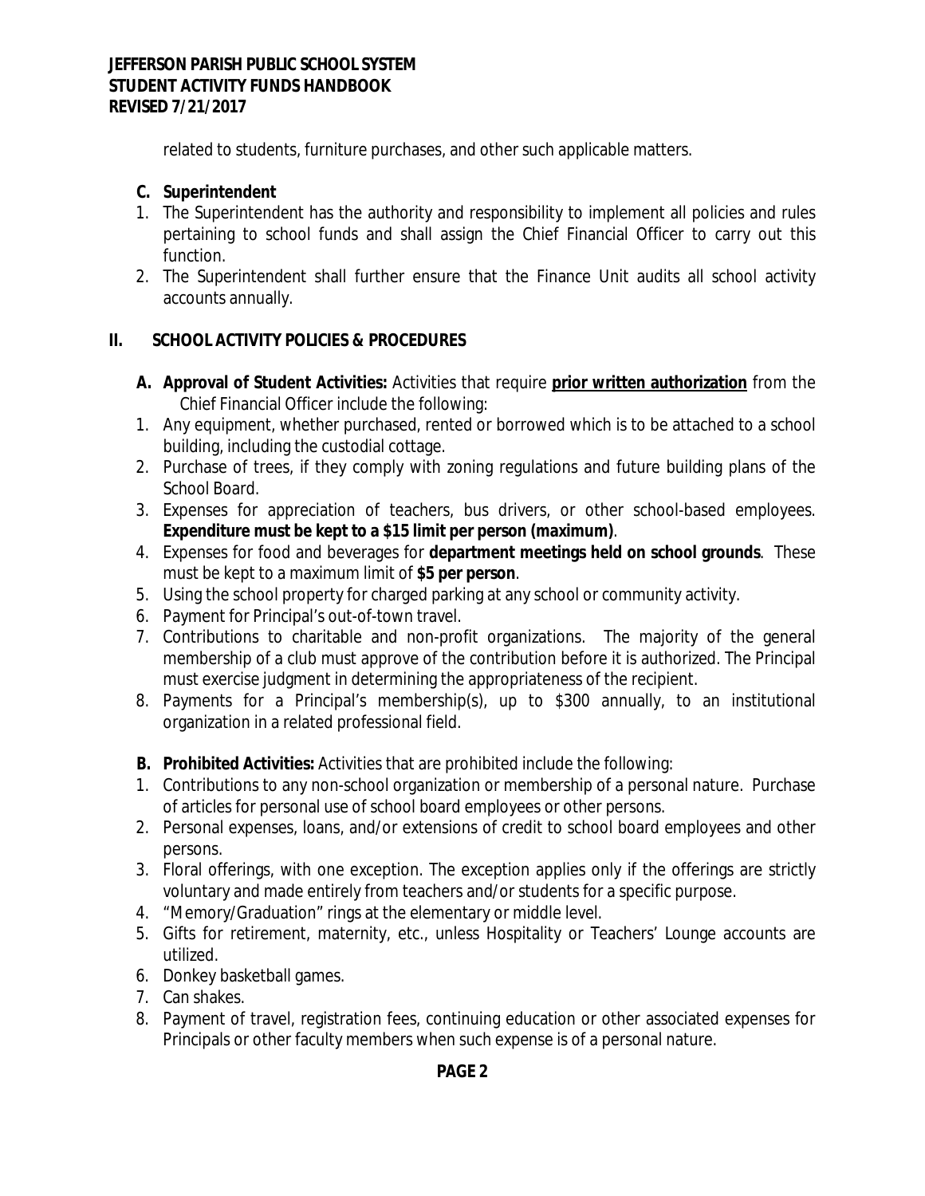related to students, furniture purchases, and other such applicable matters.

**C. Superintendent**

1. The Superintendent has the authority and responsibility to implement all policies and rules pertaining to school funds and shall assign the Chief Financial Officer to carry out this function.
2. The Superintendent shall further ensure that the Finance Unit audits all school activity accounts annually.

## II. SCHOOL ACTIVITY POLICIES & PROCEDURES

**A. Approval of Student Activities:** Activities that require **<u>prior written authorization</u>** from the Chief Financial Officer include the following:

1. Any equipment, whether purchased, rented or borrowed which is to be attached to a school building, including the custodial cottage.
2. Purchase of trees, if they comply with zoning regulations and future building plans of the School Board.
3. Expenses for appreciation of teachers, bus drivers, or other school-based employees. **Expenditure must be kept to a $15 limit per person (maximum)**.
4. Expenses for food and beverages for **department meetings held on school grounds**. These must be kept to a maximum limit of **$5 per person**.
5. Using the school property for charged parking at any school or community activity.
6. Payment for Principal's out-of-town travel.
7. Contributions to charitable and non-profit organizations. The majority of the general membership of a club must approve of the contribution before it is authorized. The Principal must exercise judgment in determining the appropriateness of the recipient.
8. Payments for a Principal's membership(s), up to $300 annually, to an institutional organization in a related professional field.

**B. Prohibited Activities:** Activities that are prohibited include the following:

1. Contributions to any non-school organization or membership of a personal nature. Purchase of articles for personal use of school board employees or other persons.
2. Personal expenses, loans, and/or extensions of credit to school board employees and other persons.
3. Floral offerings, with one exception. The exception applies only if the offerings are strictly voluntary and made entirely from teachers and/or students for a specific purpose.
4. "Memory/Graduation" rings at the elementary or middle level.
5. Gifts for retirement, maternity, etc., unless Hospitality or Teachers' Lounge accounts are utilized.
6. Donkey basketball games.
7. Can shakes.
8. Payment of travel, registration fees, continuing education or other associated expenses for Principals or other faculty members when such expense is of a personal nature.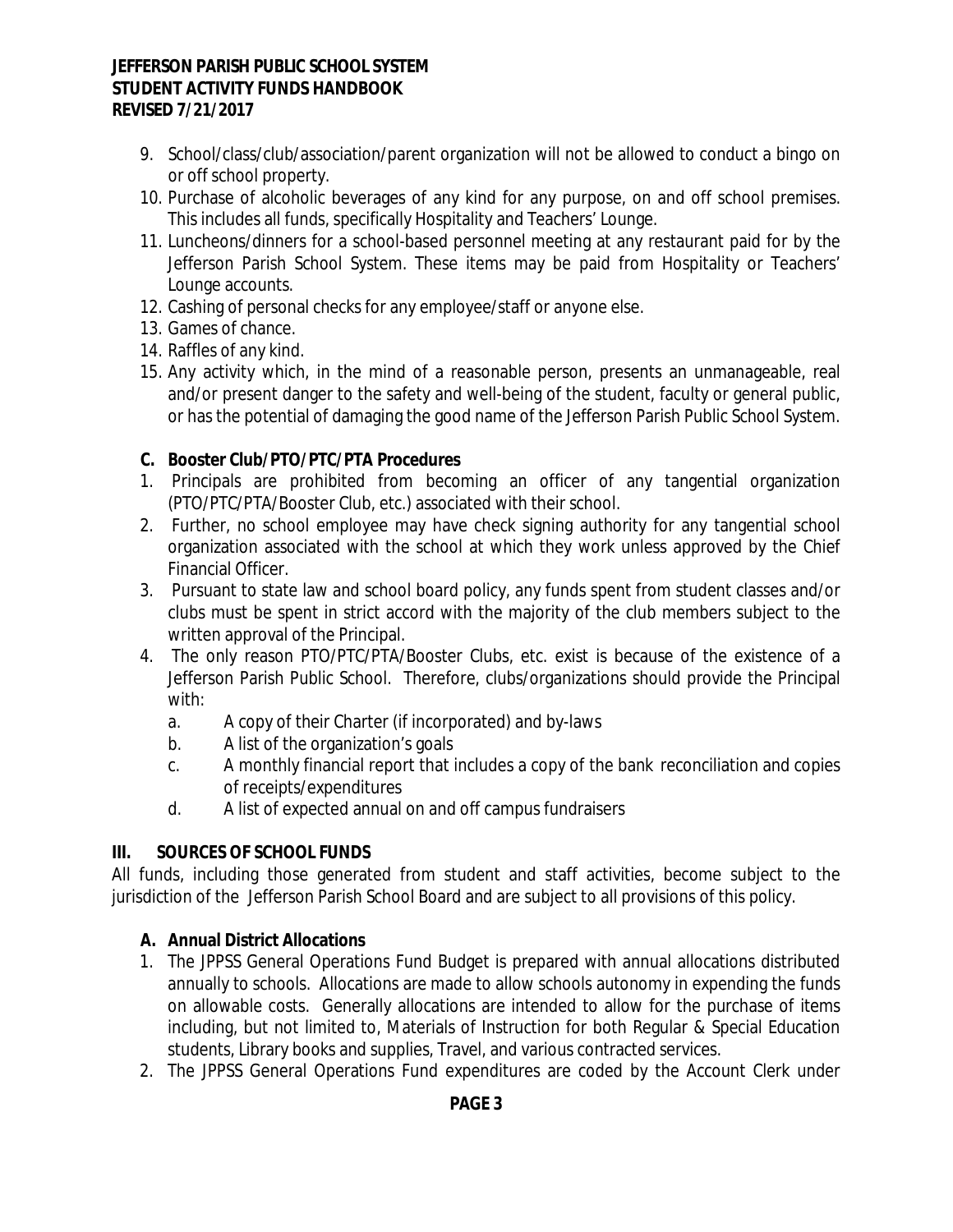9. School/class/club/association/parent organization will not be allowed to conduct a bingo on or off school property.
10. Purchase of alcoholic beverages of any kind for any purpose, on and off school premises. This includes all funds, specifically Hospitality and Teachers' Lounge.
11. Luncheons/dinners for a school-based personnel meeting at any restaurant paid for by the Jefferson Parish School System. These items may be paid from Hospitality or Teachers' Lounge accounts.
12. Cashing of personal checks for any employee/staff or anyone else.
13. Games of chance.
14. Raffles of any kind.
15. Any activity which, in the mind of a reasonable person, presents an unmanageable, real and/or present danger to the safety and well-being of the student, faculty or general public, or has the potential of damaging the good name of the Jefferson Parish Public School System.

### C. Booster Club/PTO/PTC/PTA Procedures

1. Principals are prohibited from becoming an officer of any tangential organization (PTO/PTC/PTA/Booster Club, etc.) associated with their school.
2. Further, no school employee may have check signing authority for any tangential school organization associated with the school at which they work unless approved by the Chief Financial Officer.
3. Pursuant to state law and school board policy, any funds spent from student classes and/or clubs must be spent in strict accord with the majority of the club members subject to the written approval of the Principal.
4. The only reason PTO/PTC/PTA/Booster Clubs, etc. exist is because of the existence of a Jefferson Parish Public School. Therefore, clubs/organizations should provide the Principal with:
   a. A copy of their Charter (if incorporated) and by-laws
   b. A list of the organization's goals
   c. A monthly financial report that includes a copy of the bank reconciliation and copies of receipts/expenditures
   d. A list of expected annual on and off campus fundraisers

## III. SOURCES OF SCHOOL FUNDS

All funds, including those generated from student and staff activities, become subject to the jurisdiction of the Jefferson Parish School Board and are subject to all provisions of this policy.

### A. Annual District Allocations

1. The JPPSS General Operations Fund Budget is prepared with annual allocations distributed annually to schools. Allocations are made to allow schools autonomy in expending the funds on allowable costs. Generally allocations are intended to allow for the purchase of items including, but not limited to, Materials of Instruction for both Regular & Special Education students, Library books and supplies, Travel, and various contracted services.
2. The JPPSS General Operations Fund expenditures are coded by the Account Clerk under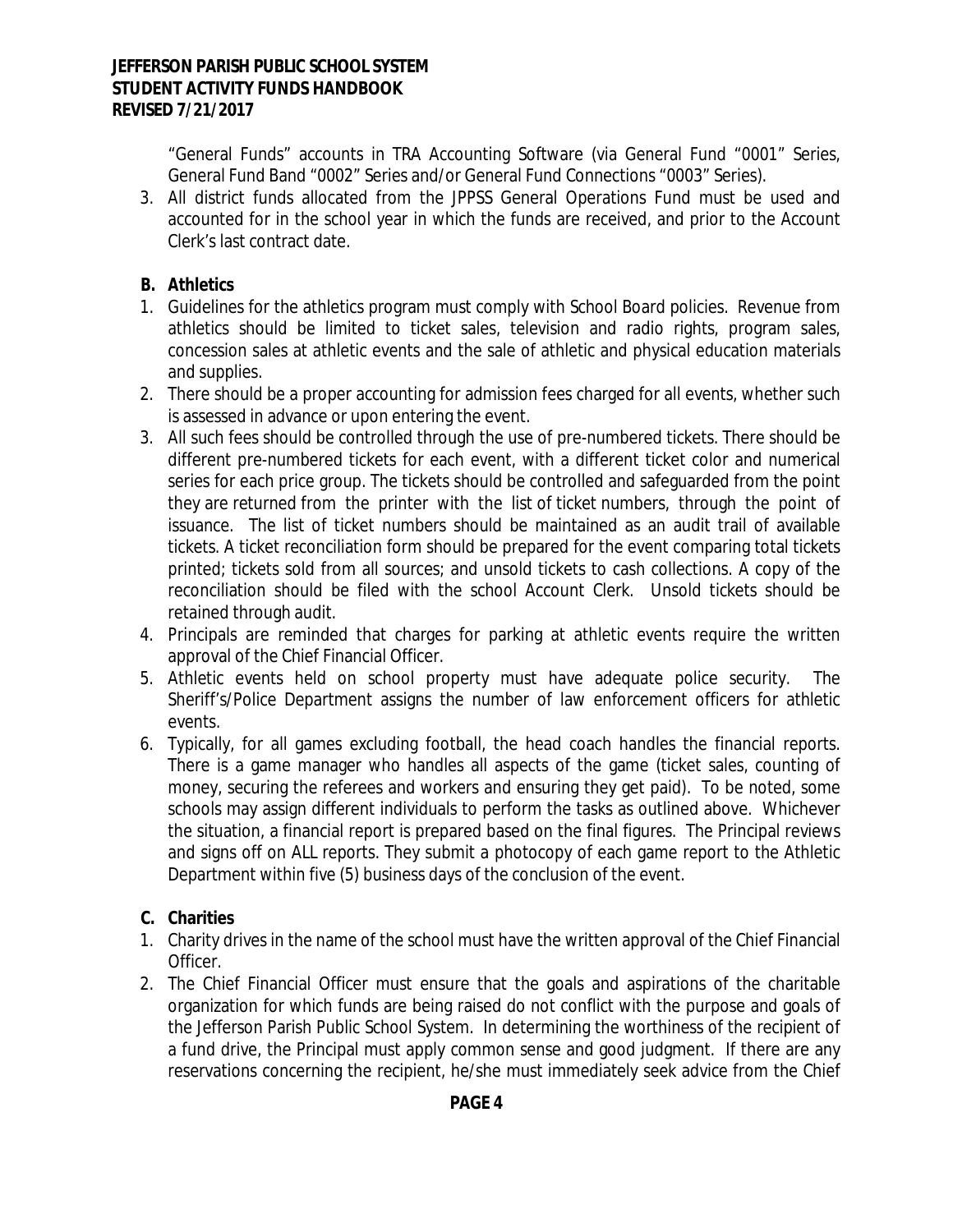"General Funds" accounts in TRA Accounting Software (via General Fund "0001" Series, General Fund Band "0002" Series and/or General Fund Connections "0003" Series).

3. All district funds allocated from the JPPSS General Operations Fund must be used and accounted for in the school year in which the funds are received, and prior to the Account Clerk's last contract date.

**B. Athletics**

1. Guidelines for the athletics program must comply with School Board policies. Revenue from athletics should be limited to ticket sales, television and radio rights, program sales, concession sales at athletic events and the sale of athletic and physical education materials and supplies.
2. There should be a proper accounting for admission fees charged for all events, whether such is assessed in advance or upon entering the event.
3. All such fees should be controlled through the use of pre-numbered tickets. There should be different pre-numbered tickets for each event, with a different ticket color and numerical series for each price group. The tickets should be controlled and safeguarded from the point they are returned from the printer with the list of ticket numbers, through the point of issuance. The list of ticket numbers should be maintained as an audit trail of available tickets. A ticket reconciliation form should be prepared for the event comparing total tickets printed; tickets sold from all sources; and unsold tickets to cash collections. A copy of the reconciliation should be filed with the school Account Clerk. Unsold tickets should be retained through audit.
4. Principals are reminded that charges for parking at athletic events require the written approval of the Chief Financial Officer.
5. Athletic events held on school property must have adequate police security. The Sheriff's/Police Department assigns the number of law enforcement officers for athletic events.
6. Typically, for all games excluding football, the head coach handles the financial reports. There is a game manager who handles all aspects of the game (ticket sales, counting of money, securing the referees and workers and ensuring they get paid). To be noted, some schools may assign different individuals to perform the tasks as outlined above. Whichever the situation, a financial report is prepared based on the final figures. The Principal reviews and signs off on ALL reports. They submit a photocopy of each game report to the Athletic Department within five (5) business days of the conclusion of the event.

**C. Charities**

1. Charity drives in the name of the school must have the written approval of the Chief Financial Officer.
2. The Chief Financial Officer must ensure that the goals and aspirations of the charitable organization for which funds are being raised do not conflict with the purpose and goals of the Jefferson Parish Public School System. In determining the worthiness of the recipient of a fund drive, the Principal must apply common sense and good judgment. If there are any reservations concerning the recipient, he/she must immediately seek advice from the Chief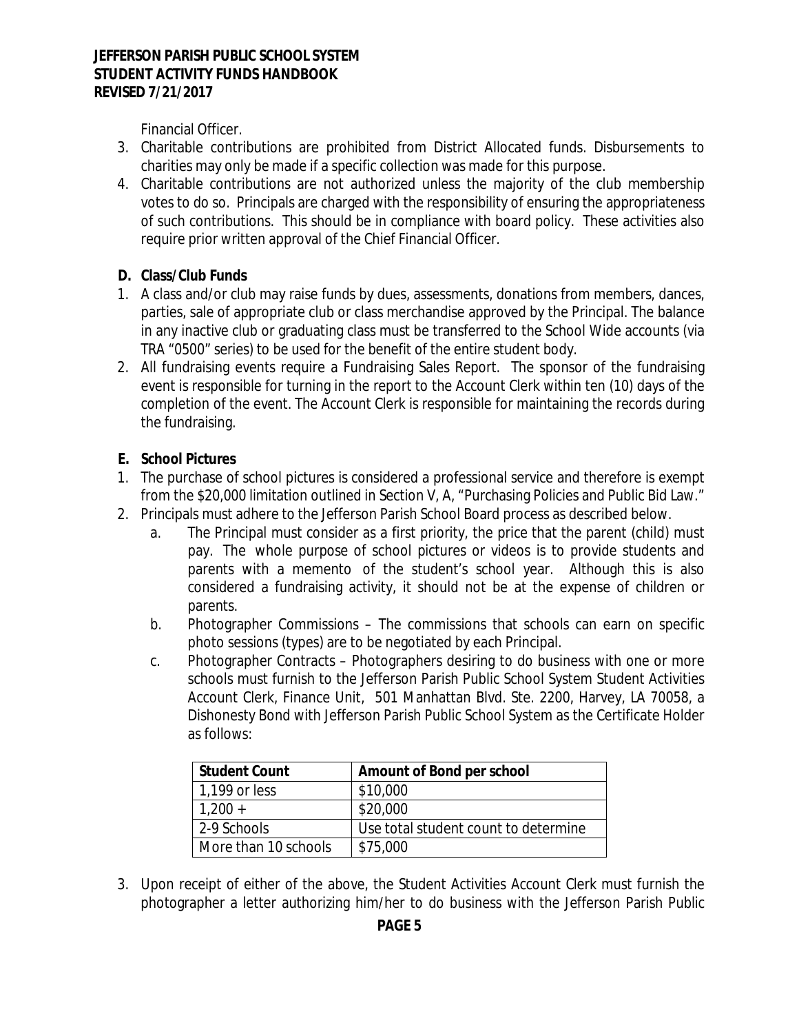Financial Officer.

3. Charitable contributions are prohibited from District Allocated funds. Disbursements to charities may only be made if a specific collection was made for this purpose.
4. Charitable contributions are not authorized unless the majority of the club membership votes to do so. Principals are charged with the responsibility of ensuring the appropriateness of such contributions. This should be in compliance with board policy. These activities also require prior written approval of the Chief Financial Officer.

**D. Class/Club Funds**

1. A class and/or club may raise funds by dues, assessments, donations from members, dances, parties, sale of appropriate club or class merchandise approved by the Principal. The balance in any inactive club or graduating class must be transferred to the School Wide accounts (via TRA "0500" series) to be used for the benefit of the entire student body.
2. All fundraising events require a Fundraising Sales Report. The sponsor of the fundraising event is responsible for turning in the report to the Account Clerk within ten (10) days of the completion of the event. The Account Clerk is responsible for maintaining the records during the fundraising.

**E. School Pictures**

1. The purchase of school pictures is considered a professional service and therefore is exempt from the $20,000 limitation outlined in Section V, A, "Purchasing Policies and Public Bid Law."
2. Principals must adhere to the Jefferson Parish School Board process as described below.
   a. The Principal must consider as a first priority, the price that the parent (child) must pay. The whole purpose of school pictures or videos is to provide students and parents with a memento of the student's school year. Although this is also considered a fundraising activity, it should not be at the expense of children or parents.
   b. Photographer Commissions – The commissions that schools can earn on specific photo sessions (types) are to be negotiated by each Principal.
   c. Photographer Contracts – Photographers desiring to do business with one or more schools must furnish to the Jefferson Parish Public School System Student Activities Account Clerk, Finance Unit, 501 Manhattan Blvd. Ste. 2200, Harvey, LA 70058, a Dishonesty Bond with Jefferson Parish Public School System as the Certificate Holder as follows:

| Student Count | Amount of Bond per school |
|---|---|
| 1,199 or less | $10,000 |
| 1,200 + | $20,000 |
| 2-9 Schools | Use total student count to determine |
| More than 10 schools | $75,000 |

3. Upon receipt of either of the above, the Student Activities Account Clerk must furnish the photographer a letter authorizing him/her to do business with the Jefferson Parish Public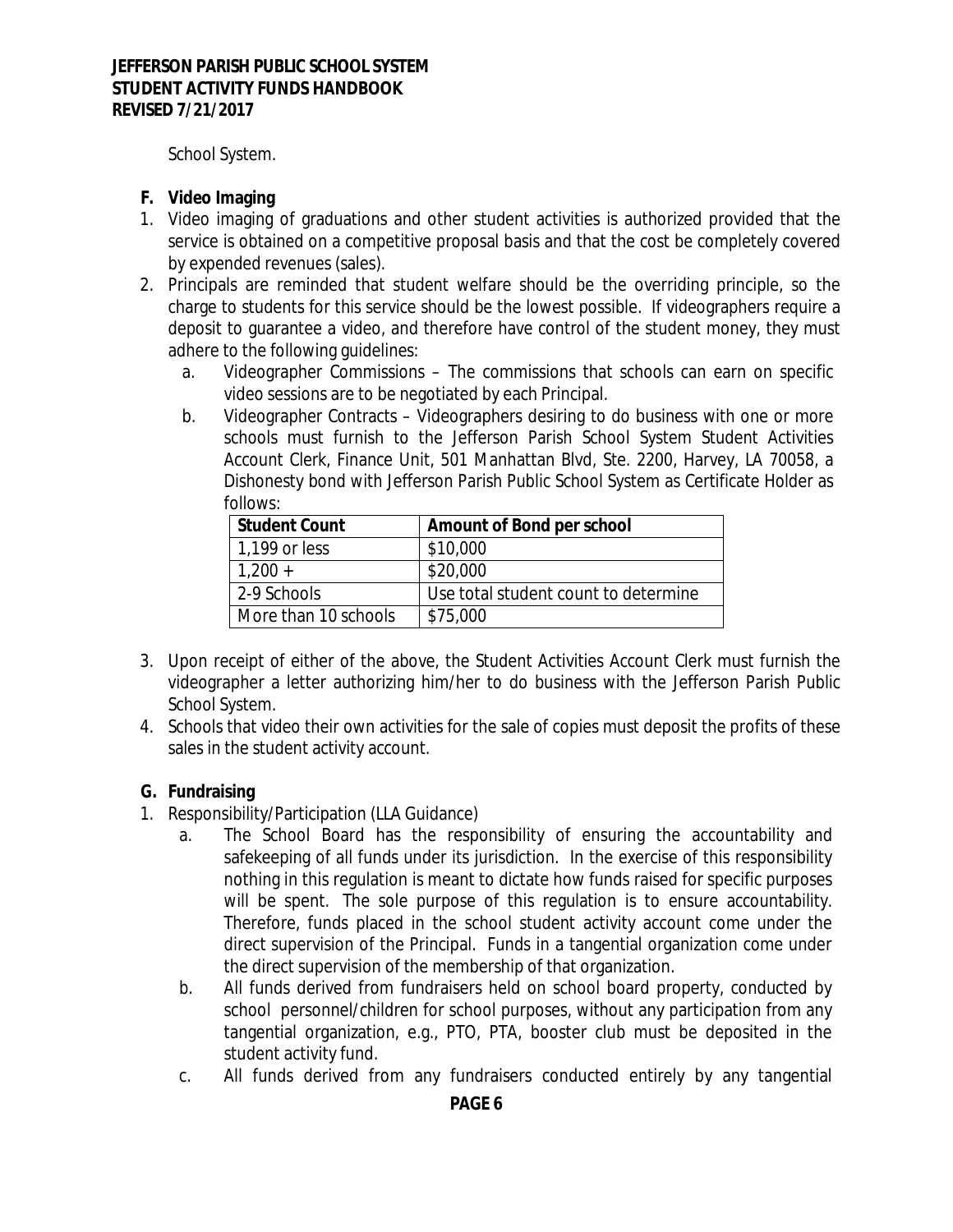School System.

**F. Video Imaging**

1. Video imaging of graduations and other student activities is authorized provided that the service is obtained on a competitive proposal basis and that the cost be completely covered by expended revenues (sales).
2. Principals are reminded that student welfare should be the overriding principle, so the charge to students for this service should be the lowest possible. If videographers require a deposit to guarantee a video, and therefore have control of the student money, they must adhere to the following guidelines:
   a. Videographer Commissions – The commissions that schools can earn on specific video sessions are to be negotiated by each Principal.
   b. Videographer Contracts – Videographers desiring to do business with one or more schools must furnish to the Jefferson Parish School System Student Activities Account Clerk, Finance Unit, 501 Manhattan Blvd, Ste. 2200, Harvey, LA 70058, a Dishonesty bond with Jefferson Parish Public School System as Certificate Holder as follows:

| Student Count | Amount of Bond per school |
|---|---|
| 1,199 or less | $10,000 |
| 1,200 + | $20,000 |
| 2-9 Schools | Use total student count to determine |
| More than 10 schools | $75,000 |

3. Upon receipt of either of the above, the Student Activities Account Clerk must furnish the videographer a letter authorizing him/her to do business with the Jefferson Parish Public School System.
4. Schools that video their own activities for the sale of copies must deposit the profits of these sales in the student activity account.

**G. Fundraising**

1. Responsibility/Participation (LLA Guidance)
   a. The School Board has the responsibility of ensuring the accountability and safekeeping of all funds under its jurisdiction. In the exercise of this responsibility nothing in this regulation is meant to dictate how funds raised for specific purposes will be spent. The sole purpose of this regulation is to ensure accountability. Therefore, funds placed in the school student activity account come under the direct supervision of the Principal. Funds in a tangential organization come under the direct supervision of the membership of that organization.
   b. All funds derived from fundraisers held on school board property, conducted by school personnel/children for school purposes, without any participation from any tangential organization, e.g., PTO, PTA, booster club must be deposited in the student activity fund.
   c. All funds derived from any fundraisers conducted entirely by any tangential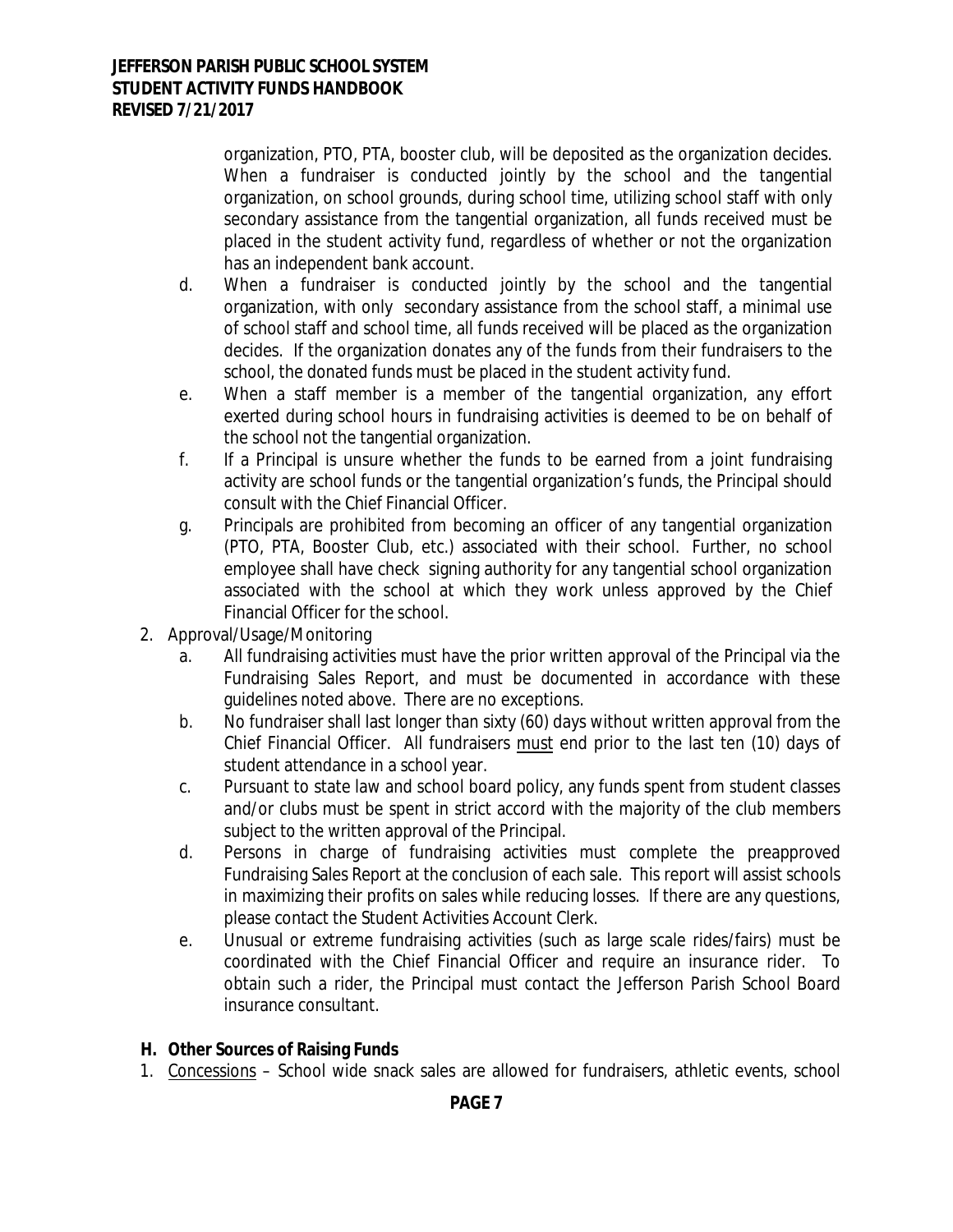organization, PTO, PTA, booster club, will be deposited as the organization decides. When a fundraiser is conducted jointly by the school and the tangential organization, on school grounds, during school time, utilizing school staff with only secondary assistance from the tangential organization, all funds received must be placed in the student activity fund, regardless of whether or not the organization has an independent bank account.

   d. When a fundraiser is conducted jointly by the school and the tangential organization, with only secondary assistance from the school staff, a minimal use of school staff and school time, all funds received will be placed as the organization decides. If the organization donates any of the funds from their fundraisers to the school, the donated funds must be placed in the student activity fund.
   e. When a staff member is a member of the tangential organization, any effort exerted during school hours in fundraising activities is deemed to be on behalf of the school not the tangential organization.
   f. If a Principal is unsure whether the funds to be earned from a joint fundraising activity are school funds or the tangential organization's funds, the Principal should consult with the Chief Financial Officer.
   g. Principals are prohibited from becoming an officer of any tangential organization (PTO, PTA, Booster Club, etc.) associated with their school. Further, no school employee shall have check signing authority for any tangential school organization associated with the school at which they work unless approved by the Chief Financial Officer for the school.

2. Approval/Usage/Monitoring
   a. All fundraising activities must have the prior written approval of the Principal via the Fundraising Sales Report, and must be documented in accordance with these guidelines noted above. There are no exceptions.
   b. No fundraiser shall last longer than sixty (60) days without written approval from the Chief Financial Officer. All fundraisers <u>must</u> end prior to the last ten (10) days of student attendance in a school year.
   c. Pursuant to state law and school board policy, any funds spent from student classes and/or clubs must be spent in strict accord with the majority of the club members subject to the written approval of the Principal.
   d. Persons in charge of fundraising activities must complete the preapproved Fundraising Sales Report at the conclusion of each sale. This report will assist schools in maximizing their profits on sales while reducing losses. If there are any questions, please contact the Student Activities Account Clerk.
   e. Unusual or extreme fundraising activities (such as large scale rides/fairs) must be coordinated with the Chief Financial Officer and require an insurance rider. To obtain such a rider, the Principal must contact the Jefferson Parish School Board insurance consultant.

## H. Other Sources of Raising Funds

1. <u>Concessions</u> – School wide snack sales are allowed for fundraisers, athletic events, school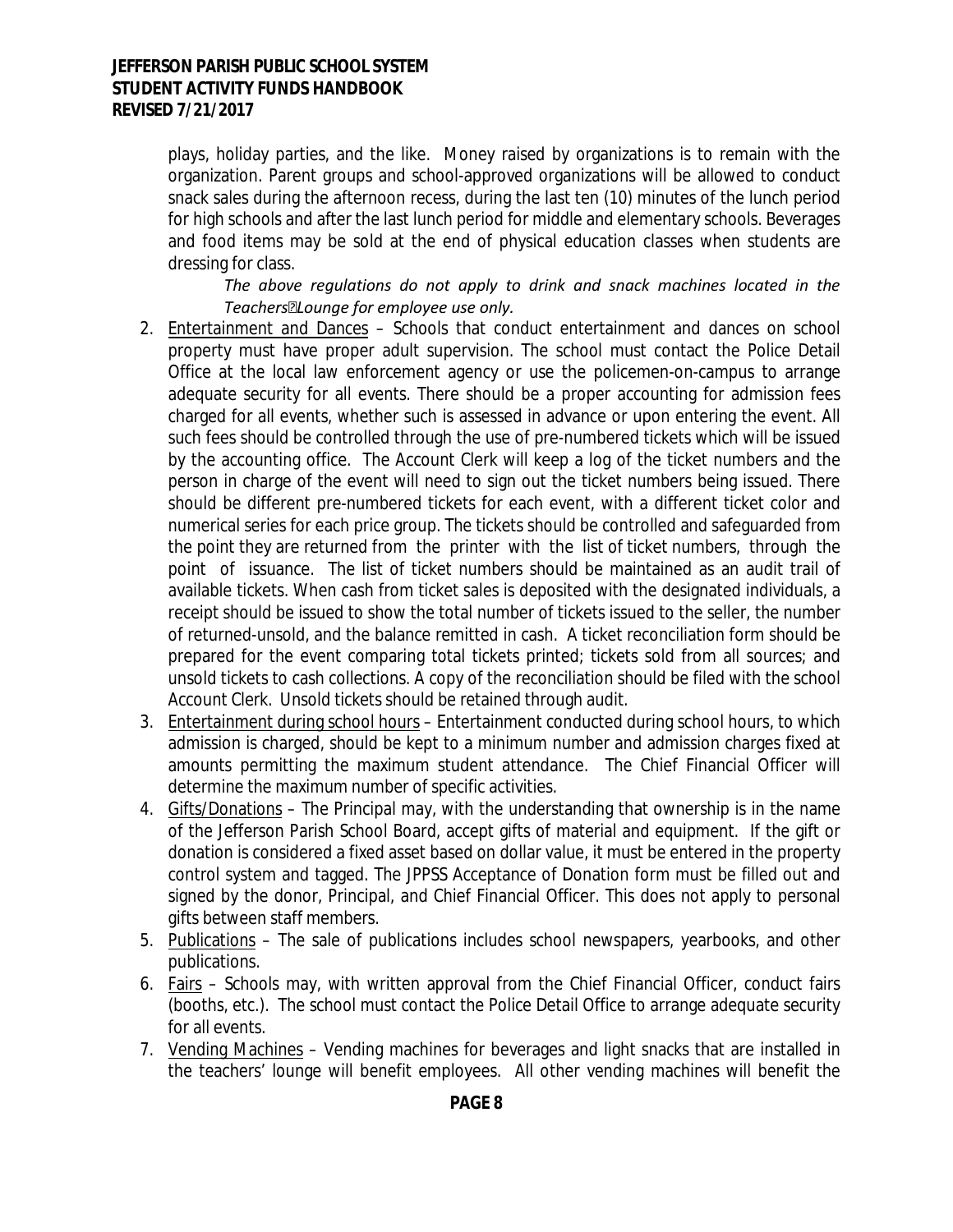plays, holiday parties, and the like. Money raised by organizations is to remain with the organization. Parent groups and school-approved organizations will be allowed to conduct snack sales during the afternoon recess, during the last ten (10) minutes of the lunch period for high schools and after the last lunch period for middle and elementary schools. Beverages and food items may be sold at the end of physical education classes when students are dressing for class.

*The above regulations do not apply to drink and snack machines located in the Teachers' Lounge for employee use only.*

2. Entertainment and Dances – Schools that conduct entertainment and dances on school property must have proper adult supervision. The school must contact the Police Detail Office at the local law enforcement agency or use the policemen-on-campus to arrange adequate security for all events. There should be a proper accounting for admission fees charged for all events, whether such is assessed in advance or upon entering the event. All such fees should be controlled through the use of pre-numbered tickets which will be issued by the accounting office. The Account Clerk will keep a log of the ticket numbers and the person in charge of the event will need to sign out the ticket numbers being issued. There should be different pre-numbered tickets for each event, with a different ticket color and numerical series for each price group. The tickets should be controlled and safeguarded from the point they are returned from the printer with the list of ticket numbers, through the point of issuance. The list of ticket numbers should be maintained as an audit trail of available tickets. When cash from ticket sales is deposited with the designated individuals, a receipt should be issued to show the total number of tickets issued to the seller, the number of returned-unsold, and the balance remitted in cash. A ticket reconciliation form should be prepared for the event comparing total tickets printed; tickets sold from all sources; and unsold tickets to cash collections. A copy of the reconciliation should be filed with the school Account Clerk. Unsold tickets should be retained through audit.
3. Entertainment during school hours – Entertainment conducted during school hours, to which admission is charged, should be kept to a minimum number and admission charges fixed at amounts permitting the maximum student attendance. The Chief Financial Officer will determine the maximum number of specific activities.
4. Gifts/Donations – The Principal may, with the understanding that ownership is in the name of the Jefferson Parish School Board, accept gifts of material and equipment. If the gift or donation is considered a fixed asset based on dollar value, it must be entered in the property control system and tagged. The JPPSS Acceptance of Donation form must be filled out and signed by the donor, Principal, and Chief Financial Officer. This does not apply to personal gifts between staff members.
5. Publications – The sale of publications includes school newspapers, yearbooks, and other publications.
6. Fairs – Schools may, with written approval from the Chief Financial Officer, conduct fairs (booths, etc.). The school must contact the Police Detail Office to arrange adequate security for all events.
7. Vending Machines – Vending machines for beverages and light snacks that are installed in the teachers' lounge will benefit employees. All other vending machines will benefit the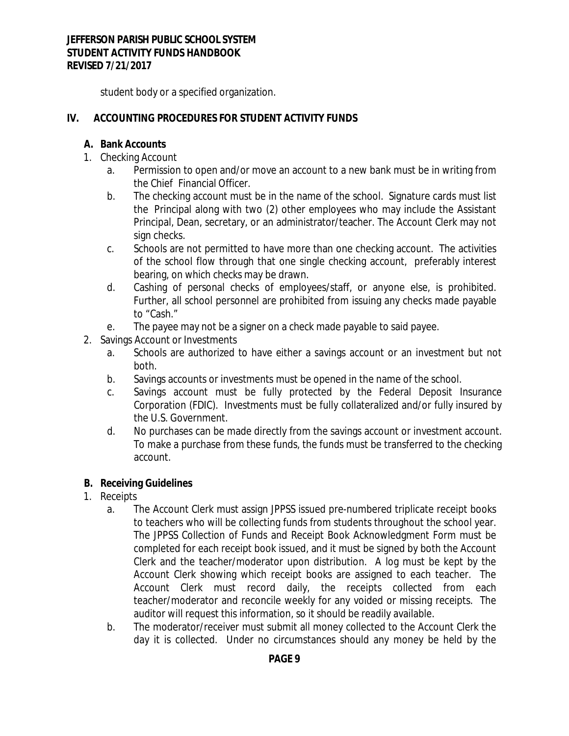student body or a specified organization.

## IV. ACCOUNTING PROCEDURES FOR STUDENT ACTIVITY FUNDS

### A. Bank Accounts

1. Checking Account
   a. Permission to open and/or move an account to a new bank must be in writing from the Chief Financial Officer.
   b. The checking account must be in the name of the school. Signature cards must list the Principal along with two (2) other employees who may include the Assistant Principal, Dean, secretary, or an administrator/teacher. The Account Clerk may not sign checks.
   c. Schools are not permitted to have more than one checking account. The activities of the school flow through that one single checking account, preferably interest bearing, on which checks may be drawn.
   d. Cashing of personal checks of employees/staff, or anyone else, is prohibited. Further, all school personnel are prohibited from issuing any checks made payable to "Cash."
   e. The payee may not be a signer on a check made payable to said payee.
2. Savings Account or Investments
   a. Schools are authorized to have either a savings account or an investment but not both.
   b. Savings accounts or investments must be opened in the name of the school.
   c. Savings account must be fully protected by the Federal Deposit Insurance Corporation (FDIC). Investments must be fully collateralized and/or fully insured by the U.S. Government.
   d. No purchases can be made directly from the savings account or investment account. To make a purchase from these funds, the funds must be transferred to the checking account.

### B. Receiving Guidelines

1. Receipts
   a. The Account Clerk must assign JPPSS issued pre-numbered triplicate receipt books to teachers who will be collecting funds from students throughout the school year. The JPPSS Collection of Funds and Receipt Book Acknowledgment Form must be completed for each receipt book issued, and it must be signed by both the Account Clerk and the teacher/moderator upon distribution. A log must be kept by the Account Clerk showing which receipt books are assigned to each teacher. The Account Clerk must record daily, the receipts collected from each teacher/moderator and reconcile weekly for any voided or missing receipts. The auditor will request this information, so it should be readily available.
   b. The moderator/receiver must submit all money collected to the Account Clerk the day it is collected. Under no circumstances should any money be held by the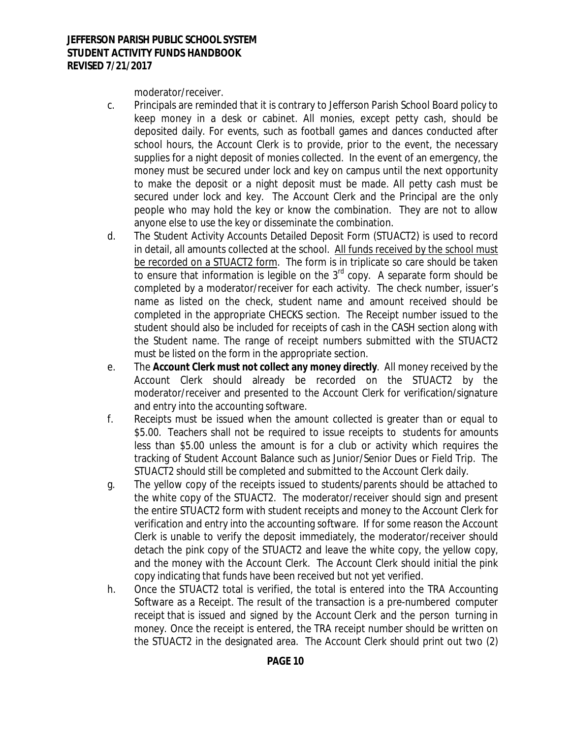moderator/receiver.

c. Principals are reminded that it is contrary to Jefferson Parish School Board policy to keep money in a desk or cabinet. All monies, except petty cash, should be deposited daily. For events, such as football games and dances conducted after school hours, the Account Clerk is to provide, prior to the event, the necessary supplies for a night deposit of monies collected. In the event of an emergency, the money must be secured under lock and key on campus until the next opportunity to make the deposit or a night deposit must be made. All petty cash must be secured under lock and key. The Account Clerk and the Principal are the only people who may hold the key or know the combination. They are not to allow anyone else to use the key or disseminate the combination.

d. The Student Activity Accounts Detailed Deposit Form (STUACT2) is used to record in detail, all amounts collected at the school. <u>All funds received by the school must be recorded on a STUACT2 form</u>. The form is in triplicate so care should be taken to ensure that information is legible on the 3rd copy. A separate form should be completed by a moderator/receiver for each activity. The check number, issuer's name as listed on the check, student name and amount received should be completed in the appropriate CHECKS section. The Receipt number issued to the student should also be included for receipts of cash in the CASH section along with the Student name. The range of receipt numbers submitted with the STUACT2 must be listed on the form in the appropriate section.

e. The **Account Clerk must not collect any money directly**. All money received by the Account Clerk should already be recorded on the STUACT2 by the moderator/receiver and presented to the Account Clerk for verification/signature and entry into the accounting software.

f. Receipts must be issued when the amount collected is greater than or equal to \$5.00. Teachers shall not be required to issue receipts to students for amounts less than \$5.00 unless the amount is for a club or activity which requires the tracking of Student Account Balance such as Junior/Senior Dues or Field Trip. The STUACT2 should still be completed and submitted to the Account Clerk daily.

g. The yellow copy of the receipts issued to students/parents should be attached to the white copy of the STUACT2. The moderator/receiver should sign and present the entire STUACT2 form with student receipts and money to the Account Clerk for verification and entry into the accounting software. If for some reason the Account Clerk is unable to verify the deposit immediately, the moderator/receiver should detach the pink copy of the STUACT2 and leave the white copy, the yellow copy, and the money with the Account Clerk. The Account Clerk should initial the pink copy indicating that funds have been received but not yet verified.

h. Once the STUACT2 total is verified, the total is entered into the TRA Accounting Software as a Receipt. The result of the transaction is a pre-numbered computer receipt that is issued and signed by the Account Clerk and the person turning in money. Once the receipt is entered, the TRA receipt number should be written on the STUACT2 in the designated area. The Account Clerk should print out two (2)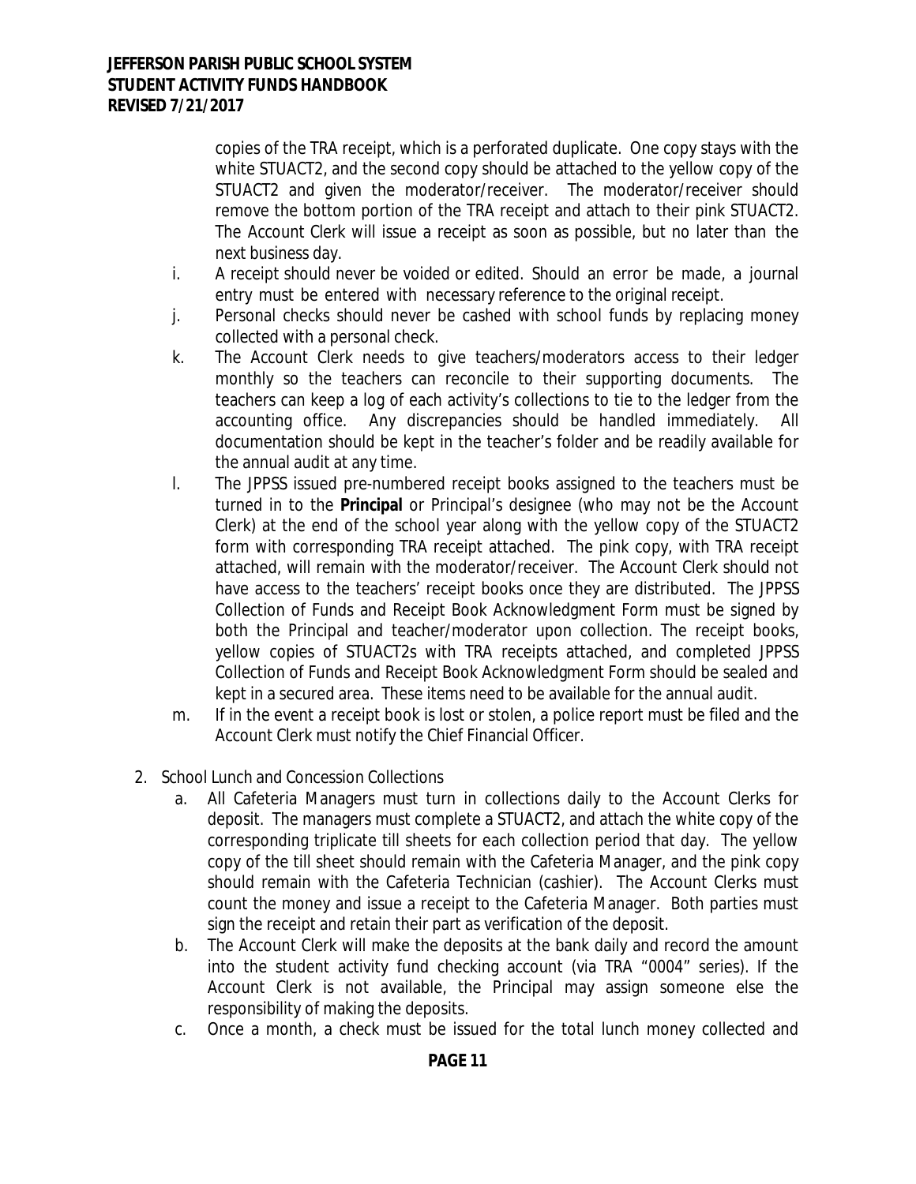copies of the TRA receipt, which is a perforated duplicate. One copy stays with the white STUACT2, and the second copy should be attached to the yellow copy of the STUACT2 and given the moderator/receiver. The moderator/receiver should remove the bottom portion of the TRA receipt and attach to their pink STUACT2. The Account Clerk will issue a receipt as soon as possible, but no later than the next business day.

i. A receipt should never be voided or edited. Should an error be made, a journal entry must be entered with necessary reference to the original receipt.

j. Personal checks should never be cashed with school funds by replacing money collected with a personal check.

k. The Account Clerk needs to give teachers/moderators access to their ledger monthly so the teachers can reconcile to their supporting documents. The teachers can keep a log of each activity's collections to tie to the ledger from the accounting office. Any discrepancies should be handled immediately. All documentation should be kept in the teacher's folder and be readily available for the annual audit at any time.

l. The JPPSS issued pre-numbered receipt books assigned to the teachers must be turned in to the **Principal** or Principal's designee (who may not be the Account Clerk) at the end of the school year along with the yellow copy of the STUACT2 form with corresponding TRA receipt attached. The pink copy, with TRA receipt attached, will remain with the moderator/receiver. The Account Clerk should not have access to the teachers' receipt books once they are distributed. The JPPSS Collection of Funds and Receipt Book Acknowledgment Form must be signed by both the Principal and teacher/moderator upon collection. The receipt books, yellow copies of STUACT2s with TRA receipts attached, and completed JPPSS Collection of Funds and Receipt Book Acknowledgment Form should be sealed and kept in a secured area. These items need to be available for the annual audit.

m. If in the event a receipt book is lost or stolen, a police report must be filed and the Account Clerk must notify the Chief Financial Officer.

2. School Lunch and Concession Collections

   a. All Cafeteria Managers must turn in collections daily to the Account Clerks for deposit. The managers must complete a STUACT2, and attach the white copy of the corresponding triplicate till sheets for each collection period that day. The yellow copy of the till sheet should remain with the Cafeteria Manager, and the pink copy should remain with the Cafeteria Technician (cashier). The Account Clerks must count the money and issue a receipt to the Cafeteria Manager. Both parties must sign the receipt and retain their part as verification of the deposit.

   b. The Account Clerk will make the deposits at the bank daily and record the amount into the student activity fund checking account (via TRA "0004" series). If the Account Clerk is not available, the Principal may assign someone else the responsibility of making the deposits.

   c. Once a month, a check must be issued for the total lunch money collected and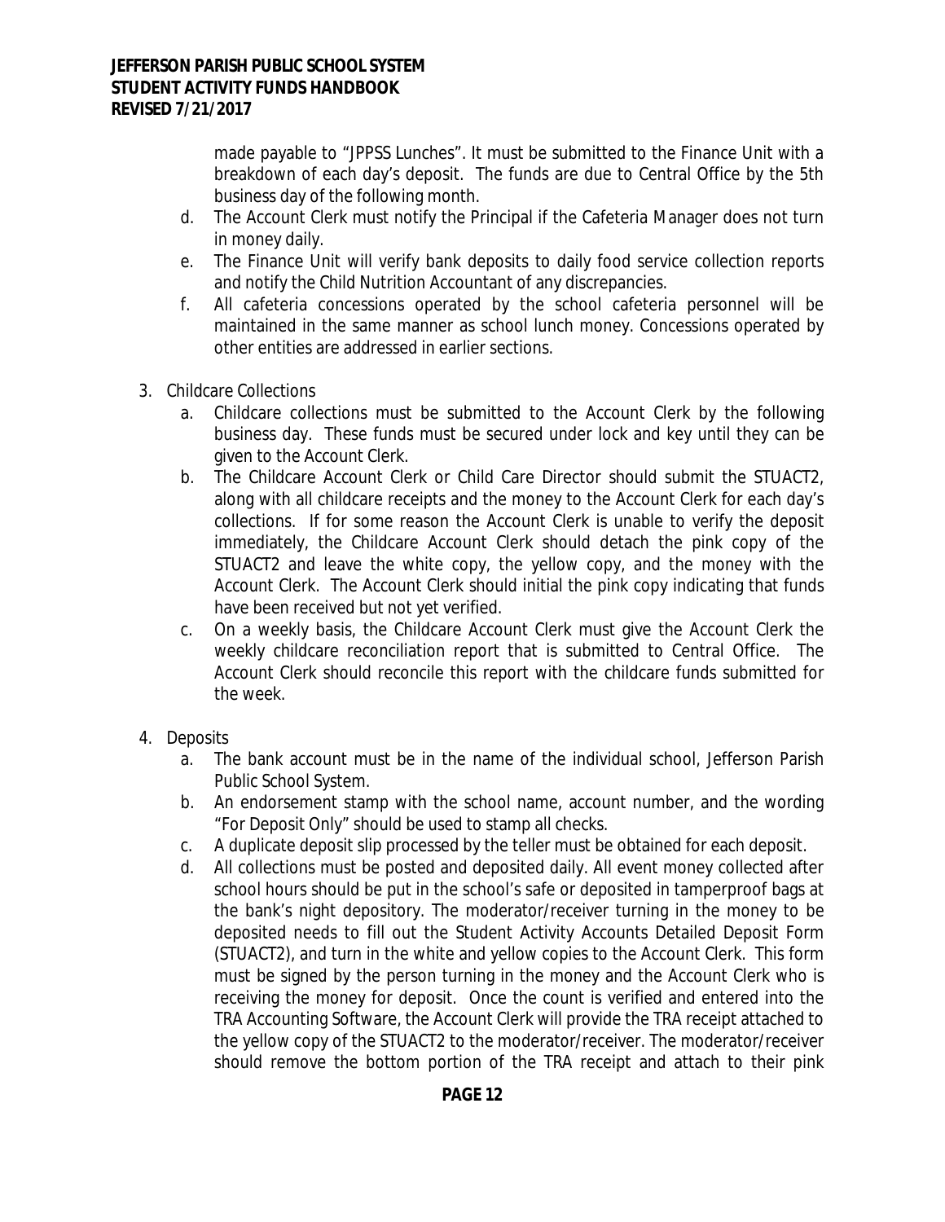made payable to "JPPSS Lunches". It must be submitted to the Finance Unit with a breakdown of each day's deposit. The funds are due to Central Office by the 5th business day of the following month.

d. The Account Clerk must notify the Principal if the Cafeteria Manager does not turn in money daily.
e. The Finance Unit will verify bank deposits to daily food service collection reports and notify the Child Nutrition Accountant of any discrepancies.
f. All cafeteria concessions operated by the school cafeteria personnel will be maintained in the same manner as school lunch money. Concessions operated by other entities are addressed in earlier sections.

3. Childcare Collections
   a. Childcare collections must be submitted to the Account Clerk by the following business day. These funds must be secured under lock and key until they can be given to the Account Clerk.
   b. The Childcare Account Clerk or Child Care Director should submit the STUACT2, along with all childcare receipts and the money to the Account Clerk for each day's collections. If for some reason the Account Clerk is unable to verify the deposit immediately, the Childcare Account Clerk should detach the pink copy of the STUACT2 and leave the white copy, the yellow copy, and the money with the Account Clerk. The Account Clerk should initial the pink copy indicating that funds have been received but not yet verified.
   c. On a weekly basis, the Childcare Account Clerk must give the Account Clerk the weekly childcare reconciliation report that is submitted to Central Office. The Account Clerk should reconcile this report with the childcare funds submitted for the week.

4. Deposits
   a. The bank account must be in the name of the individual school, Jefferson Parish Public School System.
   b. An endorsement stamp with the school name, account number, and the wording "For Deposit Only" should be used to stamp all checks.
   c. A duplicate deposit slip processed by the teller must be obtained for each deposit.
   d. All collections must be posted and deposited daily. All event money collected after school hours should be put in the school's safe or deposited in tamperproof bags at the bank's night depository. The moderator/receiver turning in the money to be deposited needs to fill out the Student Activity Accounts Detailed Deposit Form (STUACT2), and turn in the white and yellow copies to the Account Clerk. This form must be signed by the person turning in the money and the Account Clerk who is receiving the money for deposit. Once the count is verified and entered into the TRA Accounting Software, the Account Clerk will provide the TRA receipt attached to the yellow copy of the STUACT2 to the moderator/receiver. The moderator/receiver should remove the bottom portion of the TRA receipt and attach to their pink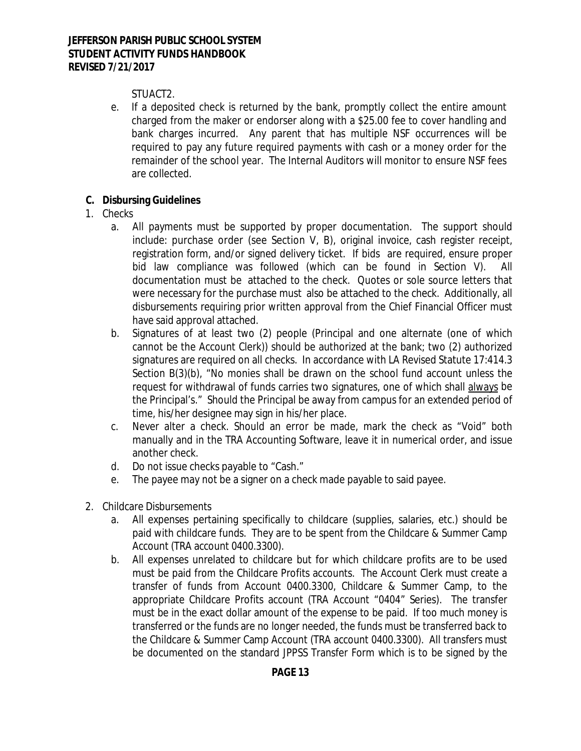STUACT2.

e. If a deposited check is returned by the bank, promptly collect the entire amount charged from the maker or endorser along with a $25.00 fee to cover handling and bank charges incurred. Any parent that has multiple NSF occurrences will be required to pay any future required payments with cash or a money order for the remainder of the school year. The Internal Auditors will monitor to ensure NSF fees are collected.

**C. Disbursing Guidelines**

1. Checks
   a. All payments must be supported by proper documentation. The support should include: purchase order (see Section V, B), original invoice, cash register receipt, registration form, and/or signed delivery ticket. If bids are required, ensure proper bid law compliance was followed (which can be found in Section V). All documentation must be attached to the check. Quotes or sole source letters that were necessary for the purchase must also be attached to the check. Additionally, all disbursements requiring prior written approval from the Chief Financial Officer must have said approval attached.
   b. Signatures of at least two (2) people (Principal and one alternate (one of which cannot be the Account Clerk)) should be authorized at the bank; two (2) authorized signatures are required on all checks. In accordance with LA Revised Statute 17:414.3 Section B(3)(b), "No monies shall be drawn on the school fund account unless the request for withdrawal of funds carries two signatures, one of which shall <u>always</u> be the Principal's." Should the Principal be away from campus for an extended period of time, his/her designee may sign in his/her place.
   c. Never alter a check. Should an error be made, mark the check as "Void" both manually and in the TRA Accounting Software, leave it in numerical order, and issue another check.
   d. Do not issue checks payable to "Cash."
   e. The payee may not be a signer on a check made payable to said payee.

2. Childcare Disbursements
   a. All expenses pertaining specifically to childcare (supplies, salaries, etc.) should be paid with childcare funds. They are to be spent from the Childcare & Summer Camp Account (TRA account 0400.3300).
   b. All expenses unrelated to childcare but for which childcare profits are to be used must be paid from the Childcare Profits accounts. The Account Clerk must create a transfer of funds from Account 0400.3300, Childcare & Summer Camp, to the appropriate Childcare Profits account (TRA Account "0404" Series). The transfer must be in the exact dollar amount of the expense to be paid. If too much money is transferred or the funds are no longer needed, the funds must be transferred back to the Childcare & Summer Camp Account (TRA account 0400.3300). All transfers must be documented on the standard JPPSS Transfer Form which is to be signed by the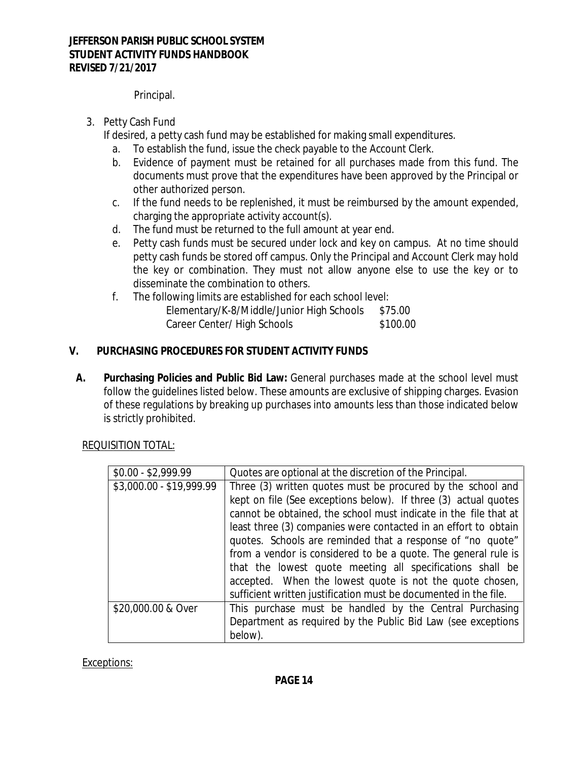Principal.

3. Petty Cash Fund

   If desired, a petty cash fund may be established for making small expenditures.

   a. To establish the fund, issue the check payable to the Account Clerk.
   b. Evidence of payment must be retained for all purchases made from this fund. The documents must prove that the expenditures have been approved by the Principal or other authorized person.
   c. If the fund needs to be replenished, it must be reimbursed by the amount expended, charging the appropriate activity account(s).
   d. The fund must be returned to the full amount at year end.
   e. Petty cash funds must be secured under lock and key on campus. At no time should petty cash funds be stored off campus. Only the Principal and Account Clerk may hold the key or combination. They must not allow anyone else to use the key or to disseminate the combination to others.
   f. The following limits are established for each school level:

      | | |
      |---|---|
      | Elementary/K-8/Middle/Junior High Schools | $75.00 |
      | Career Center/ High Schools | $100.00 |

## V. PURCHASING PROCEDURES FOR STUDENT ACTIVITY FUNDS

**A. Purchasing Policies and Public Bid Law:** General purchases made at the school level must follow the guidelines listed below. These amounts are exclusive of shipping charges. Evasion of these regulations by breaking up purchases into amounts less than those indicated below is strictly prohibited.

REQUISITION TOTAL:

| | |
|---|---|
| $0.00 - $2,999.99 | Quotes are optional at the discretion of the Principal. |
| $3,000.00 - $19,999.99 | Three (3) written quotes must be procured by the school and kept on file (See exceptions below). If three (3) actual quotes cannot be obtained, the school must indicate in the file that at least three (3) companies were contacted in an effort to obtain quotes. Schools are reminded that a response of "no quote" from a vendor is considered to be a quote. The general rule is that the lowest quote meeting all specifications shall be accepted. When the lowest quote is not the quote chosen, sufficient written justification must be documented in the file. |
| $20,000.00 & Over | This purchase must be handled by the Central Purchasing Department as required by the Public Bid Law (see exceptions below). |

Exceptions: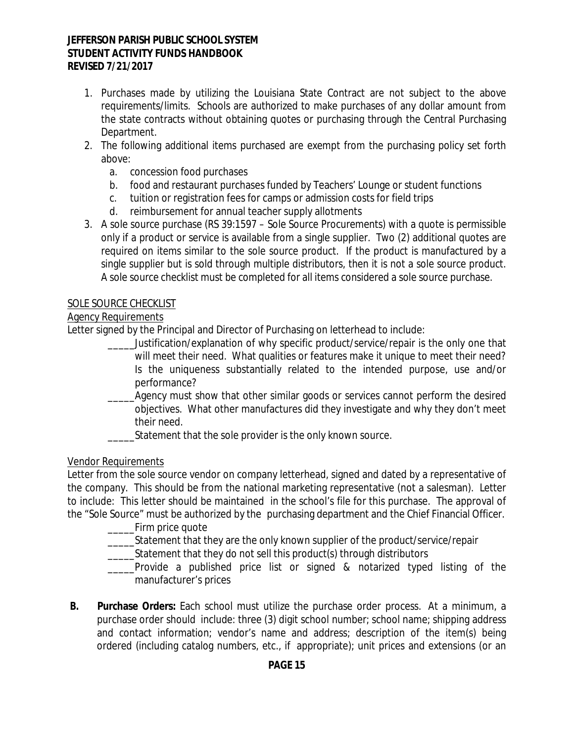1. Purchases made by utilizing the Louisiana State Contract are not subject to the above requirements/limits. Schools are authorized to make purchases of any dollar amount from the state contracts without obtaining quotes or purchasing through the Central Purchasing Department.
2. The following additional items purchased are exempt from the purchasing policy set forth above:
   a. concession food purchases
   b. food and restaurant purchases funded by Teachers' Lounge or student functions
   c. tuition or registration fees for camps or admission costs for field trips
   d. reimbursement for annual teacher supply allotments
3. A sole source purchase (RS 39:1597 – Sole Source Procurements) with a quote is permissible only if a product or service is available from a single supplier. Two (2) additional quotes are required on items similar to the sole source product. If the product is manufactured by a single supplier but is sold through multiple distributors, then it is not a sole source product. A sole source checklist must be completed for all items considered a sole source purchase.

SOLE SOURCE CHECKLIST

Agency Requirements

Letter signed by the Principal and Director of Purchasing on letterhead to include:

_____Justification/explanation of why specific product/service/repair is the only one that will meet their need. What qualities or features make it unique to meet their need? Is the uniqueness substantially related to the intended purpose, use and/or performance?

_____Agency must show that other similar goods or services cannot perform the desired objectives. What other manufactures did they investigate and why they don't meet their need.

_____Statement that the sole provider is the only known source.

Vendor Requirements

Letter from the sole source vendor on company letterhead, signed and dated by a representative of the company. This should be from the national marketing representative (not a salesman). Letter to include: This letter should be maintained in the school's file for this purchase. The approval of the "Sole Source" must be authorized by the purchasing department and the Chief Financial Officer.

_____Firm price quote

_____Statement that they are the only known supplier of the product/service/repair

_____Statement that they do not sell this product(s) through distributors

_____Provide a published price list or signed & notarized typed listing of the manufacturer's prices

**B. Purchase Orders:** Each school must utilize the purchase order process. At a minimum, a purchase order should include: three (3) digit school number; school name; shipping address and contact information; vendor's name and address; description of the item(s) being ordered (including catalog numbers, etc., if appropriate); unit prices and extensions (or an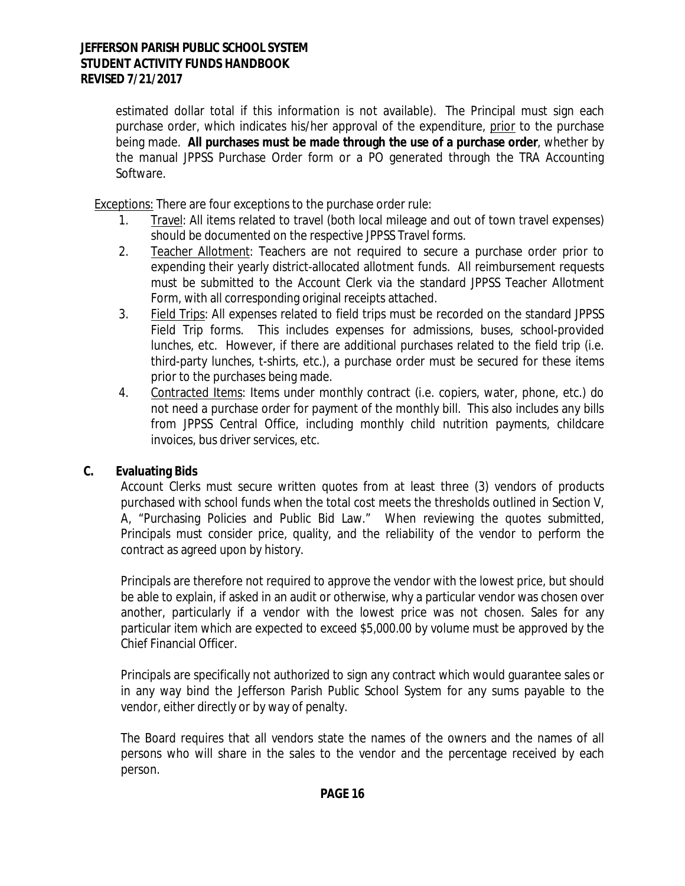estimated dollar total if this information is not available). The Principal must sign each purchase order, which indicates his/her approval of the expenditure, prior to the purchase being made. **All purchases must be made through the use of a purchase order**, whether by the manual JPPSS Purchase Order form or a PO generated through the TRA Accounting Software.

Exceptions: There are four exceptions to the purchase order rule:

1. Travel: All items related to travel (both local mileage and out of town travel expenses) should be documented on the respective JPPSS Travel forms.
2. Teacher Allotment: Teachers are not required to secure a purchase order prior to expending their yearly district-allocated allotment funds. All reimbursement requests must be submitted to the Account Clerk via the standard JPPSS Teacher Allotment Form, with all corresponding original receipts attached.
3. Field Trips: All expenses related to field trips must be recorded on the standard JPPSS Field Trip forms. This includes expenses for admissions, buses, school-provided lunches, etc. However, if there are additional purchases related to the field trip (i.e. third-party lunches, t-shirts, etc.), a purchase order must be secured for these items prior to the purchases being made.
4. Contracted Items: Items under monthly contract (i.e. copiers, water, phone, etc.) do not need a purchase order for payment of the monthly bill. This also includes any bills from JPPSS Central Office, including monthly child nutrition payments, childcare invoices, bus driver services, etc.

### C. Evaluating Bids

Account Clerks must secure written quotes from at least three (3) vendors of products purchased with school funds when the total cost meets the thresholds outlined in Section V, A, "Purchasing Policies and Public Bid Law." When reviewing the quotes submitted, Principals must consider price, quality, and the reliability of the vendor to perform the contract as agreed upon by history.

Principals are therefore not required to approve the vendor with the lowest price, but should be able to explain, if asked in an audit or otherwise, why a particular vendor was chosen over another, particularly if a vendor with the lowest price was not chosen. Sales for any particular item which are expected to exceed $5,000.00 by volume must be approved by the Chief Financial Officer.

Principals are specifically not authorized to sign any contract which would guarantee sales or in any way bind the Jefferson Parish Public School System for any sums payable to the vendor, either directly or by way of penalty.

The Board requires that all vendors state the names of the owners and the names of all persons who will share in the sales to the vendor and the percentage received by each person.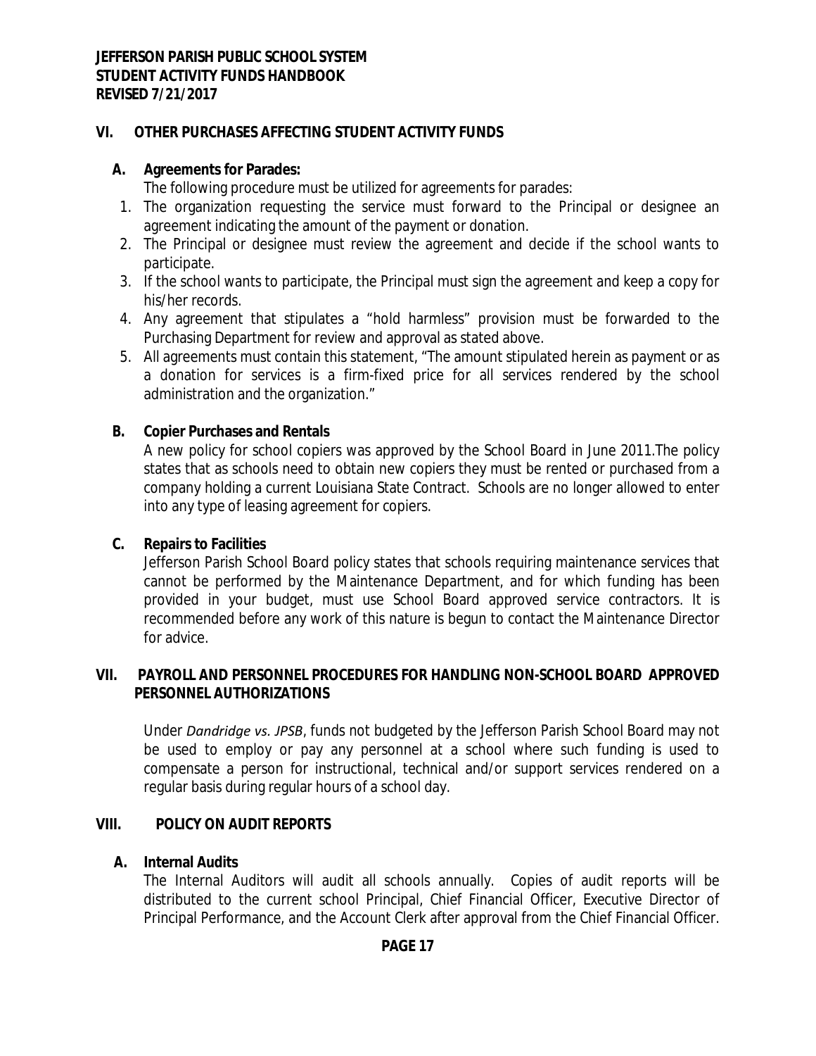## VI. OTHER PURCHASES AFFECTING STUDENT ACTIVITY FUNDS

### A. Agreements for Parades:

The following procedure must be utilized for agreements for parades:

1. The organization requesting the service must forward to the Principal or designee an agreement indicating the amount of the payment or donation.
2. The Principal or designee must review the agreement and decide if the school wants to participate.
3. If the school wants to participate, the Principal must sign the agreement and keep a copy for his/her records.
4. Any agreement that stipulates a "hold harmless" provision must be forwarded to the Purchasing Department for review and approval as stated above.
5. All agreements must contain this statement, "The amount stipulated herein as payment or as a donation for services is a firm-fixed price for all services rendered by the school administration and the organization."

### B. Copier Purchases and Rentals

A new policy for school copiers was approved by the School Board in June 2011.The policy states that as schools need to obtain new copiers they must be rented or purchased from a company holding a current Louisiana State Contract. Schools are no longer allowed to enter into any type of leasing agreement for copiers.

### C. Repairs to Facilities

Jefferson Parish School Board policy states that schools requiring maintenance services that cannot be performed by the Maintenance Department, and for which funding has been provided in your budget, must use School Board approved service contractors. It is recommended before any work of this nature is begun to contact the Maintenance Director for advice.

## VII. PAYROLL AND PERSONNEL PROCEDURES FOR HANDLING NON-SCHOOL BOARD APPROVED PERSONNEL AUTHORIZATIONS

Under *Dandridge vs. JPSB*, funds not budgeted by the Jefferson Parish School Board may not be used to employ or pay any personnel at a school where such funding is used to compensate a person for instructional, technical and/or support services rendered on a regular basis during regular hours of a school day.

## VIII. POLICY ON AUDIT REPORTS

### A. Internal Audits

The Internal Auditors will audit all schools annually. Copies of audit reports will be distributed to the current school Principal, Chief Financial Officer, Executive Director of Principal Performance, and the Account Clerk after approval from the Chief Financial Officer.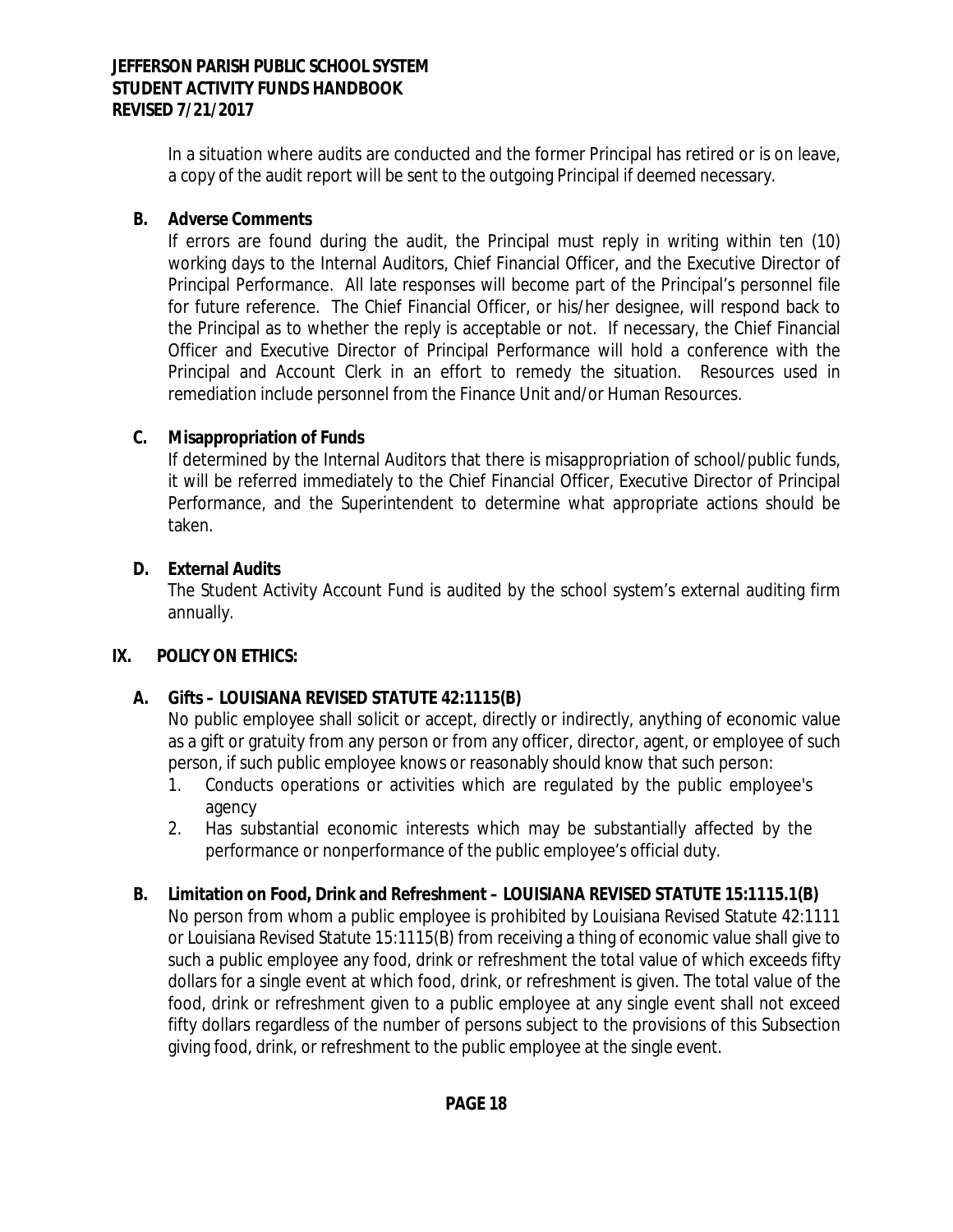In a situation where audits are conducted and the former Principal has retired or is on leave, a copy of the audit report will be sent to the outgoing Principal if deemed necessary.

**B. Adverse Comments**

If errors are found during the audit, the Principal must reply in writing within ten (10) working days to the Internal Auditors, Chief Financial Officer, and the Executive Director of Principal Performance. All late responses will become part of the Principal's personnel file for future reference. The Chief Financial Officer, or his/her designee, will respond back to the Principal as to whether the reply is acceptable or not. If necessary, the Chief Financial Officer and Executive Director of Principal Performance will hold a conference with the Principal and Account Clerk in an effort to remedy the situation. Resources used in remediation include personnel from the Finance Unit and/or Human Resources.

**C. Misappropriation of Funds**

If determined by the Internal Auditors that there is misappropriation of school/public funds, it will be referred immediately to the Chief Financial Officer, Executive Director of Principal Performance, and the Superintendent to determine what appropriate actions should be taken.

**D. External Audits**

The Student Activity Account Fund is audited by the school system's external auditing firm annually.

## IX. POLICY ON ETHICS:

**A. Gifts – LOUISIANA REVISED STATUTE 42:1115(B)**

No public employee shall solicit or accept, directly or indirectly, anything of economic value as a gift or gratuity from any person or from any officer, director, agent, or employee of such person, if such public employee knows or reasonably should know that such person:

1. Conducts operations or activities which are regulated by the public employee's agency
2. Has substantial economic interests which may be substantially affected by the performance or nonperformance of the public employee's official duty.

**B. Limitation on Food, Drink and Refreshment – LOUISIANA REVISED STATUTE 15:1115.1(B)**

No person from whom a public employee is prohibited by Louisiana Revised Statute 42:1111 or Louisiana Revised Statute 15:1115(B) from receiving a thing of economic value shall give to such a public employee any food, drink or refreshment the total value of which exceeds fifty dollars for a single event at which food, drink, or refreshment is given. The total value of the food, drink or refreshment given to a public employee at any single event shall not exceed fifty dollars regardless of the number of persons subject to the provisions of this Subsection giving food, drink, or refreshment to the public employee at the single event.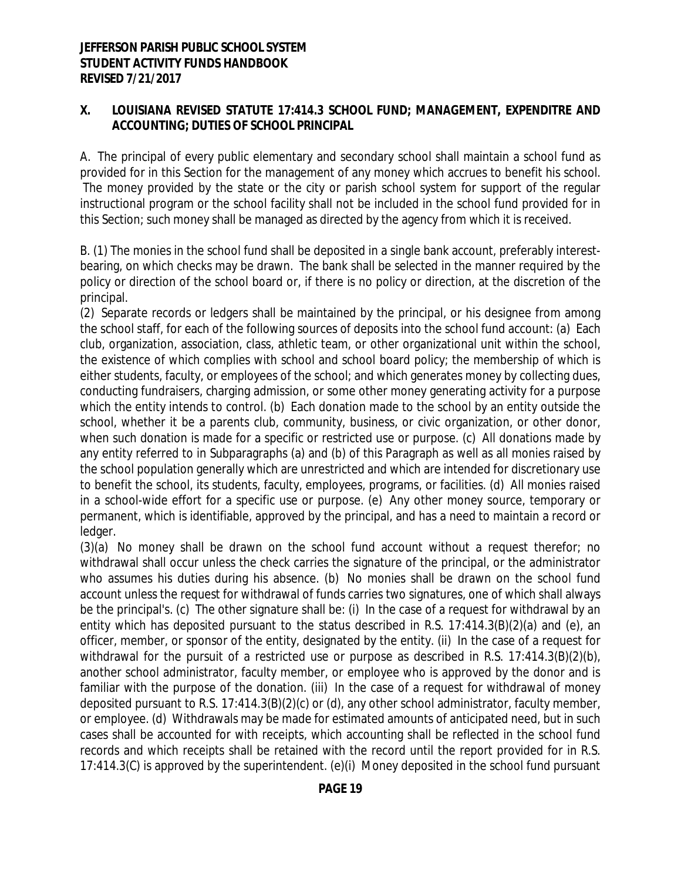## X. LOUISIANA REVISED STATUTE 17:414.3 SCHOOL FUND; MANAGEMENT, EXPENDITRE AND ACCOUNTING; DUTIES OF SCHOOL PRINCIPAL

A. The principal of every public elementary and secondary school shall maintain a school fund as provided for in this Section for the management of any money which accrues to benefit his school. The money provided by the state or the city or parish school system for support of the regular instructional program or the school facility shall not be included in the school fund provided for in this Section; such money shall be managed as directed by the agency from which it is received.

B. (1) The monies in the school fund shall be deposited in a single bank account, preferably interest-bearing, on which checks may be drawn. The bank shall be selected in the manner required by the policy or direction of the school board or, if there is no policy or direction, at the discretion of the principal.
(2) Separate records or ledgers shall be maintained by the principal, or his designee from among the school staff, for each of the following sources of deposits into the school fund account: (a) Each club, organization, association, class, athletic team, or other organizational unit within the school, the existence of which complies with school and school board policy; the membership of which is either students, faculty, or employees of the school; and which generates money by collecting dues, conducting fundraisers, charging admission, or some other money generating activity for a purpose which the entity intends to control. (b) Each donation made to the school by an entity outside the school, whether it be a parents club, community, business, or civic organization, or other donor, when such donation is made for a specific or restricted use or purpose. (c) All donations made by any entity referred to in Subparagraphs (a) and (b) of this Paragraph as well as all monies raised by the school population generally which are unrestricted and which are intended for discretionary use to benefit the school, its students, faculty, employees, programs, or facilities. (d) All monies raised in a school-wide effort for a specific use or purpose. (e) Any other money source, temporary or permanent, which is identifiable, approved by the principal, and has a need to maintain a record or ledger.
(3)(a) No money shall be drawn on the school fund account without a request therefor; no withdrawal shall occur unless the check carries the signature of the principal, or the administrator who assumes his duties during his absence. (b) No monies shall be drawn on the school fund account unless the request for withdrawal of funds carries two signatures, one of which shall always be the principal's. (c) The other signature shall be: (i) In the case of a request for withdrawal by an entity which has deposited pursuant to the status described in R.S. 17:414.3(B)(2)(a) and (e), an officer, member, or sponsor of the entity, designated by the entity. (ii) In the case of a request for withdrawal for the pursuit of a restricted use or purpose as described in R.S. 17:414.3(B)(2)(b), another school administrator, faculty member, or employee who is approved by the donor and is familiar with the purpose of the donation. (iii) In the case of a request for withdrawal of money deposited pursuant to R.S. 17:414.3(B)(2)(c) or (d), any other school administrator, faculty member, or employee. (d) Withdrawals may be made for estimated amounts of anticipated need, but in such cases shall be accounted for with receipts, which accounting shall be reflected in the school fund records and which receipts shall be retained with the record until the report provided for in R.S. 17:414.3(C) is approved by the superintendent. (e)(i) Money deposited in the school fund pursuant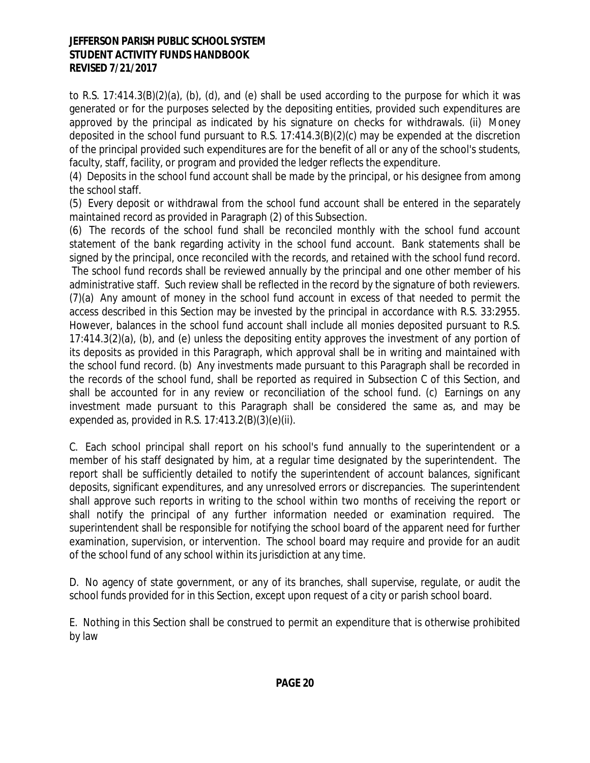to R.S. 17:414.3(B)(2)(a), (b), (d), and (e) shall be used according to the purpose for which it was generated or for the purposes selected by the depositing entities, provided such expenditures are approved by the principal as indicated by his signature on checks for withdrawals. (ii) Money deposited in the school fund pursuant to R.S. 17:414.3(B)(2)(c) may be expended at the discretion of the principal provided such expenditures are for the benefit of all or any of the school's students, faculty, staff, facility, or program and provided the ledger reflects the expenditure.

(4) Deposits in the school fund account shall be made by the principal, or his designee from among the school staff.

(5) Every deposit or withdrawal from the school fund account shall be entered in the separately maintained record as provided in Paragraph (2) of this Subsection.

(6) The records of the school fund shall be reconciled monthly with the school fund account statement of the bank regarding activity in the school fund account. Bank statements shall be signed by the principal, once reconciled with the records, and retained with the school fund record. The school fund records shall be reviewed annually by the principal and one other member of his administrative staff. Such review shall be reflected in the record by the signature of both reviewers.

(7)(a) Any amount of money in the school fund account in excess of that needed to permit the access described in this Section may be invested by the principal in accordance with R.S. 33:2955. However, balances in the school fund account shall include all monies deposited pursuant to R.S. 17:414.3(2)(a), (b), and (e) unless the depositing entity approves the investment of any portion of its deposits as provided in this Paragraph, which approval shall be in writing and maintained with the school fund record. (b) Any investments made pursuant to this Paragraph shall be recorded in the records of the school fund, shall be reported as required in Subsection C of this Section, and shall be accounted for in any review or reconciliation of the school fund. (c) Earnings on any investment made pursuant to this Paragraph shall be considered the same as, and may be expended as, provided in R.S. 17:413.2(B)(3)(e)(ii).

C. Each school principal shall report on his school's fund annually to the superintendent or a member of his staff designated by him, at a regular time designated by the superintendent. The report shall be sufficiently detailed to notify the superintendent of account balances, significant deposits, significant expenditures, and any unresolved errors or discrepancies. The superintendent shall approve such reports in writing to the school within two months of receiving the report or shall notify the principal of any further information needed or examination required. The superintendent shall be responsible for notifying the school board of the apparent need for further examination, supervision, or intervention. The school board may require and provide for an audit of the school fund of any school within its jurisdiction at any time.

D. No agency of state government, or any of its branches, shall supervise, regulate, or audit the school funds provided for in this Section, except upon request of a city or parish school board.

E. Nothing in this Section shall be construed to permit an expenditure that is otherwise prohibited by law